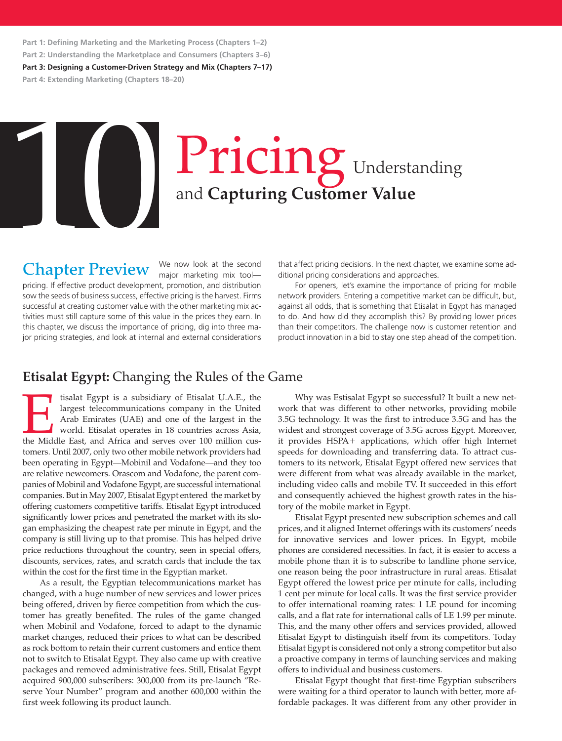Part 1: Defining Marketing and the Marketing Process (Chapters 1–2)
Part 2: Understanding the Marketplace and Consumers (Chapters 3–6)
**Part 3: Designing a Customer-Driven Strategy and Mix (Chapters 7–17)**
Part 4: Extending Marketing (Chapters 18–20)

# 10 Pricing Understanding and **Capturing Customer Value**

## Chapter Preview

We now look at the second major marketing mix tool—pricing. If effective product development, promotion, and distribution sow the seeds of business success, effective pricing is the harvest. Firms successful at creating customer value with the other marketing mix activities must still capture some of this value in the prices they earn. In this chapter, we discuss the importance of pricing, dig into three major pricing strategies, and look at internal and external considerations that affect pricing decisions. In the next chapter, we examine some additional pricing considerations and approaches.

For openers, let's examine the importance of pricing for mobile network providers. Entering a competitive market can be difficult, but, against all odds, that is something that Etisalat in Egypt has managed to do. And how did they accomplish this? By providing lower prices than their competitors. The challenge now is customer retention and product innovation in a bid to stay one step ahead of the competition.

## **Etisalat Egypt:** Changing the Rules of the Game

Etisalat Egypt is a subsidiary of Etisalat U.A.E., the largest telecommunications company in the United Arab Emirates (UAE) and one of the largest in the world. Etisalat operates in 18 countries across Asia, the Middle East, and Africa and serves over 100 million customers. Until 2007, only two other mobile network providers had been operating in Egypt—Mobinil and Vodafone—and they too are relative newcomers. Orascom and Vodafone, the parent companies of Mobinil and Vodafone Egypt, are successful international companies. But in May 2007, Etisalat Egypt entered the market by offering customers competitive tariffs. Etisalat Egypt introduced significantly lower prices and penetrated the market with its slogan emphasizing the cheapest rate per minute in Egypt, and the company is still living up to that promise. This has helped drive price reductions throughout the country, seen in special offers, discounts, services, rates, and scratch cards that include the tax within the cost for the first time in the Egyptian market.

As a result, the Egyptian telecommunications market has changed, with a huge number of new services and lower prices being offered, driven by fierce competition from which the customer has greatly benefited. The rules of the game changed when Mobinil and Vodafone, forced to adapt to the dynamic market changes, reduced their prices to what can be described as rock bottom to retain their current customers and entice them not to switch to Etisalat Egypt. They also came up with creative packages and removed administrative fees. Still, Etisalat Egypt acquired 900,000 subscribers: 300,000 from its pre-launch "Reserve Your Number" program and another 600,000 within the first week following its product launch.

Why was Etisalat Egypt so successful? It built a new network that was different to other networks, providing mobile 3.5G technology. It was the first to introduce 3.5G and has the widest and strongest coverage of 3.5G across Egypt. Moreover, it provides HSPA+ applications, which offer high Internet speeds for downloading and transferring data. To attract customers to its network, Etisalat Egypt offered new services that were different from what was already available in the market, including video calls and mobile TV. It succeeded in this effort and consequently achieved the highest growth rates in the history of the mobile market in Egypt.

Etisalat Egypt presented new subscription schemes and call prices, and it aligned Internet offerings with its customers' needs for innovative services and lower prices. In Egypt, mobile phones are considered necessities. In fact, it is easier to access a mobile phone than it is to subscribe to landline phone service, one reason being the poor infrastructure in rural areas. Etisalat Egypt offered the lowest price per minute for calls, including 1 cent per minute for local calls. It was the first service provider to offer international roaming rates: 1 LE pound for incoming calls, and a flat rate for international calls of LE 1.99 per minute. This, and the many other offers and services provided, allowed Etisalat Egypt to distinguish itself from its competitors. Today Etisalat Egypt is considered not only a strong competitor but also a proactive company in terms of launching services and making offers to individual and business customers.

Etisalat Egypt thought that first-time Egyptian subscribers were waiting for a third operator to launch with better, more affordable packages. It was different from any other provider in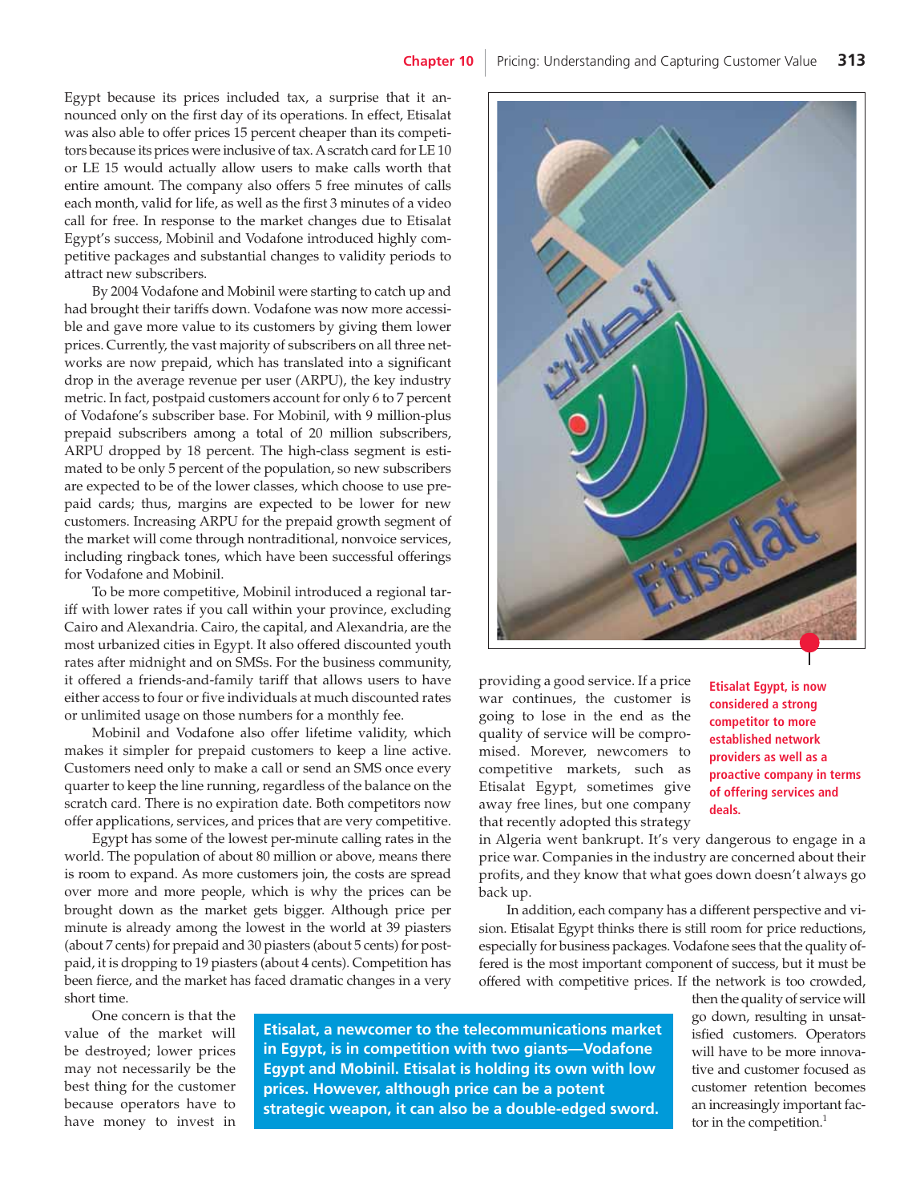Egypt because its prices included tax, a surprise that it announced only on the first day of its operations. In effect, Etisalat was also able to offer prices 15 percent cheaper than its competitors because its prices were inclusive of tax. A scratch card for LE 10 or LE 15 would actually allow users to make calls worth that entire amount. The company also offers 5 free minutes of calls each month, valid for life, as well as the first 3 minutes of a video call for free. In response to the market changes due to Etisalat Egypt's success, Mobinil and Vodafone introduced highly competitive packages and substantial changes to validity periods to attract new subscribers.

By 2004 Vodafone and Mobinil were starting to catch up and had brought their tariffs down. Vodafone was now more accessible and gave more value to its customers by giving them lower prices. Currently, the vast majority of subscribers on all three networks are now prepaid, which has translated into a significant drop in the average revenue per user (ARPU), the key industry metric. In fact, postpaid customers account for only 6 to 7 percent of Vodafone's subscriber base. For Mobinil, with 9 million-plus prepaid subscribers among a total of 20 million subscribers, ARPU dropped by 18 percent. The high-class segment is estimated to be only 5 percent of the population, so new subscribers are expected to be of the lower classes, which choose to use prepaid cards; thus, margins are expected to be lower for new customers. Increasing ARPU for the prepaid growth segment of the market will come through nontraditional, nonvoice services, including ringback tones, which have been successful offerings for Vodafone and Mobinil.

To be more competitive, Mobinil introduced a regional tariff with lower rates if you call within your province, excluding Cairo and Alexandria. Cairo, the capital, and Alexandria, are the most urbanized cities in Egypt. It also offered discounted youth rates after midnight and on SMSs. For the business community, it offered a friends-and-family tariff that allows users to have either access to four or five individuals at much discounted rates or unlimited usage on those numbers for a monthly fee.

Mobinil and Vodafone also offer lifetime validity, which makes it simpler for prepaid customers to keep a line active. Customers need only to make a call or send an SMS once every quarter to keep the line running, regardless of the balance on the scratch card. There is no expiration date. Both competitors now offer applications, services, and prices that are very competitive.

Egypt has some of the lowest per-minute calling rates in the world. The population of about 80 million or above, means there is room to expand. As more customers join, the costs are spread over more and more people, which is why the prices can be brought down as the market gets bigger. Although price per minute is already among the lowest in the world at 39 piasters (about 7 cents) for prepaid and 30 piasters (about 5 cents) for postpaid, it is dropping to 19 piasters (about 4 cents). Competition has been fierce, and the market has faced dramatic changes in a very short time.

One concern is that the value of the market will be destroyed; lower prices may not necessarily be the best thing for the customer because operators have to have money to invest in providing a good service. If a price war continues, the customer is going to lose in the end as the quality of service will be compromised. Morever, newcomers to competitive markets, such as Etisalat Egypt, sometimes give away free lines, but one company that recently adopted this strategy in Algeria went bankrupt. It's very dangerous to engage in a price war. Companies in the industry are concerned about their profits, and they know that what goes down doesn't always go back up.

In addition, each company has a different perspective and vision. Etisalat Egypt thinks there is still room for price reductions, especially for business packages. Vodafone sees that the quality offered is the most important component of success, but it must be offered with competitive prices. If the network is too crowded, then the quality of service will go down, resulting in unsatisfied customers. Operators will have to be more innovative and customer focused as customer retention becomes an increasingly important factor in the competition.[1]

**Etisalat Egypt, is now considered a strong competitor to more established network providers as well as a proactive company in terms of offering services and deals.**

**Etisalat, a newcomer to the telecommunications market in Egypt, is in competition with two giants—Vodafone Egypt and Mobinil. Etisalat is holding its own with low prices. However, although price can be a potent strategic weapon, it can also be a double-edged sword.**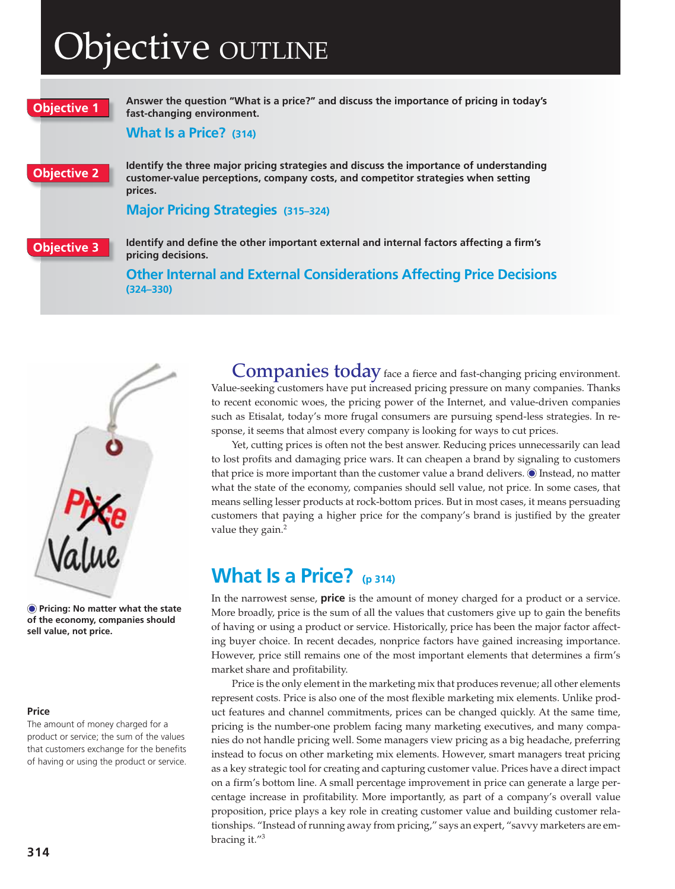# Objective OUTLINE

**Objective 1** **Answer the question "What is a price?" and discuss the importance of pricing in today's fast-changing environment.**

**What Is a Price?** (314)

**Objective 2** **Identify the three major pricing strategies and discuss the importance of understanding customer-value perceptions, company costs, and competitor strategies when setting prices.**

**Major Pricing Strategies** (315–324)

**Objective 3** **Identify and define the other important external and internal factors affecting a firm's pricing decisions.**

**Other Internal and External Considerations Affecting Price Decisions** (324–330)

**Pricing: No matter what the state of the economy, companies should sell value, not price.**

**Companies today** face a fierce and fast-changing pricing environment. Value-seeking customers have put increased pricing pressure on many companies. Thanks to recent economic woes, the pricing power of the Internet, and value-driven companies such as Etisalat, today's more frugal consumers are pursuing spend-less strategies. In response, it seems that almost every company is looking for ways to cut prices.

Yet, cutting prices is often not the best answer. Reducing prices unnecessarily can lead to lost profits and damaging price wars. It can cheapen a brand by signaling to customers that price is more important than the customer value a brand delivers. Instead, no matter what the state of the economy, companies should sell value, not price. In some cases, that means selling lesser products at rock-bottom prices. But in most cases, it means persuading customers that paying a higher price for the company's brand is justified by the greater value they gain.[2]

## What Is a Price? (p 314)

**Price**
The amount of money charged for a product or service; the sum of the values that customers exchange for the benefits of having or using the product or service.

In the narrowest sense, **price** is the amount of money charged for a product or a service. More broadly, price is the sum of all the values that customers give up to gain the benefits of having or using a product or service. Historically, price has been the major factor affecting buyer choice. In recent decades, nonprice factors have gained increasing importance. However, price still remains one of the most important elements that determines a firm's market share and profitability.

Price is the only element in the marketing mix that produces revenue; all other elements represent costs. Price is also one of the most flexible marketing mix elements. Unlike product features and channel commitments, prices can be changed quickly. At the same time, pricing is the number-one problem facing many marketing executives, and many companies do not handle pricing well. Some managers view pricing as a big headache, preferring instead to focus on other marketing mix elements. However, smart managers treat pricing as a key strategic tool for creating and capturing customer value. Prices have a direct impact on a firm's bottom line. A small percentage improvement in price can generate a large percentage increase in profitability. More importantly, as part of a company's overall value proposition, price plays a key role in creating customer value and building customer relationships. "Instead of running away from pricing," says an expert, "savvy marketers are embracing it."[3]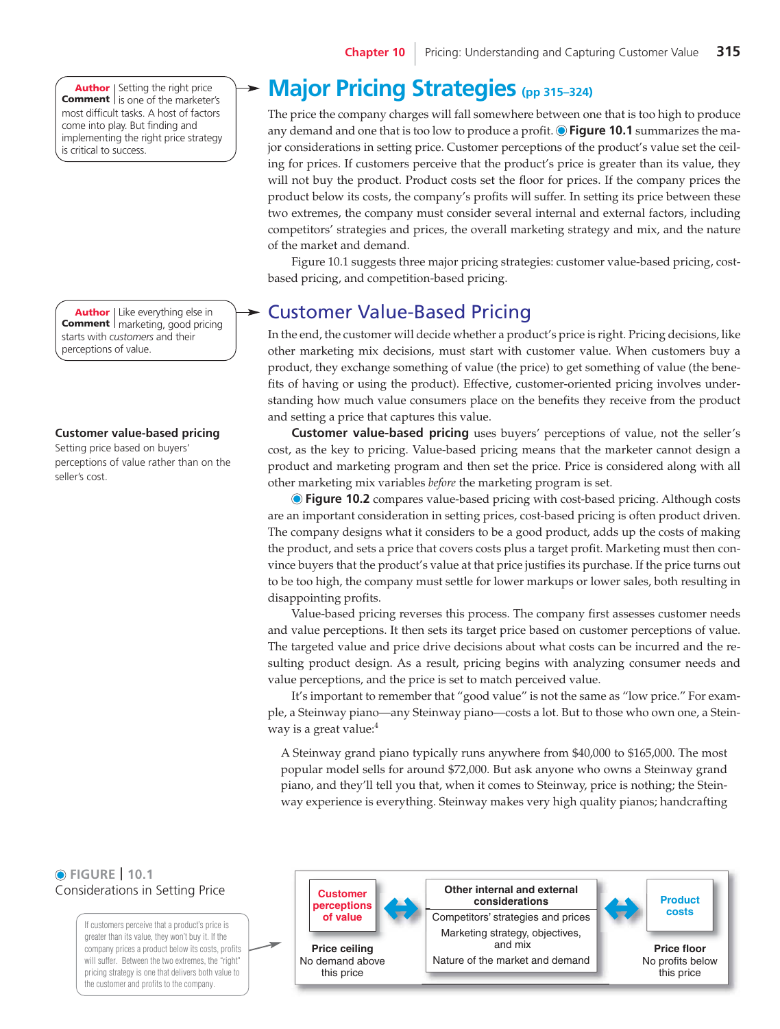> **Author Comment** Setting the right price is one of the marketer's most difficult tasks. A host of factors come into play. But finding and implementing the right price strategy is critical to success.

# Major Pricing Strategies (pp 315–324)

The price the company charges will fall somewhere between one that is too high to produce any demand and one that is too low to produce a profit. **Figure 10.1** summarizes the major considerations in setting price. Customer perceptions of the product's value set the ceiling for prices. If customers perceive that the product's price is greater than its value, they will not buy the product. Product costs set the floor for prices. If the company prices the product below its costs, the company's profits will suffer. In setting its price between these two extremes, the company must consider several internal and external factors, including competitors' strategies and prices, the overall marketing strategy and mix, and the nature of the market and demand.

Figure 10.1 suggests three major pricing strategies: customer value-based pricing, cost-based pricing, and competition-based pricing.

> **Author Comment** Like everything else in marketing, good pricing starts with *customers* and their perceptions of value.

## Customer Value-Based Pricing

In the end, the customer will decide whether a product's price is right. Pricing decisions, like other marketing mix decisions, must start with customer value. When customers buy a product, they exchange something of value (the price) to get something of value (the benefits of having or using the product). Effective, customer-oriented pricing involves understanding how much value consumers place on the benefits they receive from the product and setting a price that captures this value.

**Customer value-based pricing**
Setting price based on buyers' perceptions of value rather than on the seller's cost.

**Customer value-based pricing** uses buyers' perceptions of value, not the seller's cost, as the key to pricing. Value-based pricing means that the marketer cannot design a product and marketing program and then set the price. Price is considered along with all other marketing mix variables *before* the marketing program is set.

**Figure 10.2** compares value-based pricing with cost-based pricing. Although costs are an important consideration in setting prices, cost-based pricing is often product driven. The company designs what it considers to be a good product, adds up the costs of making the product, and sets a price that covers costs plus a target profit. Marketing must then convince buyers that the product's value at that price justifies its purchase. If the price turns out to be too high, the company must settle for lower markups or lower sales, both resulting in disappointing profits.

Value-based pricing reverses this process. The company first assesses customer needs and value perceptions. It then sets its target price based on customer perceptions of value. The targeted value and price drive decisions about what costs can be incurred and the resulting product design. As a result, pricing begins with analyzing consumer needs and value perceptions, and the price is set to match perceived value.

It's important to remember that "good value" is not the same as "low price." For example, a Steinway piano—any Steinway piano—costs a lot. But to those who own one, a Steinway is a great value:[4]

> A Steinway grand piano typically runs anywhere from $40,000 to $165,000. The most popular model sells for around $72,000. But ask anyone who owns a Steinway grand piano, and they'll tell you that, when it comes to Steinway, price is nothing; the Steinway experience is everything. Steinway makes very high quality pianos; handcrafting

**FIGURE | 10.1**
Considerations in Setting Price

If customers perceive that a product's price is greater than its value, they won't buy it. If the company prices a product below its costs, profits will suffer. Between the two extremes, the "right" pricing strategy is one that delivers both value to the customer and profits to the company.

| Customer perceptions of value | ↔ | Other internal and external considerations | ↔ | Product costs |
|---|---|---|---|---|
| Price ceiling<br>No demand above this price | | Competitors' strategies and prices<br>Marketing strategy, objectives, and mix<br>Nature of the market and demand | | Price floor<br>No profits below this price |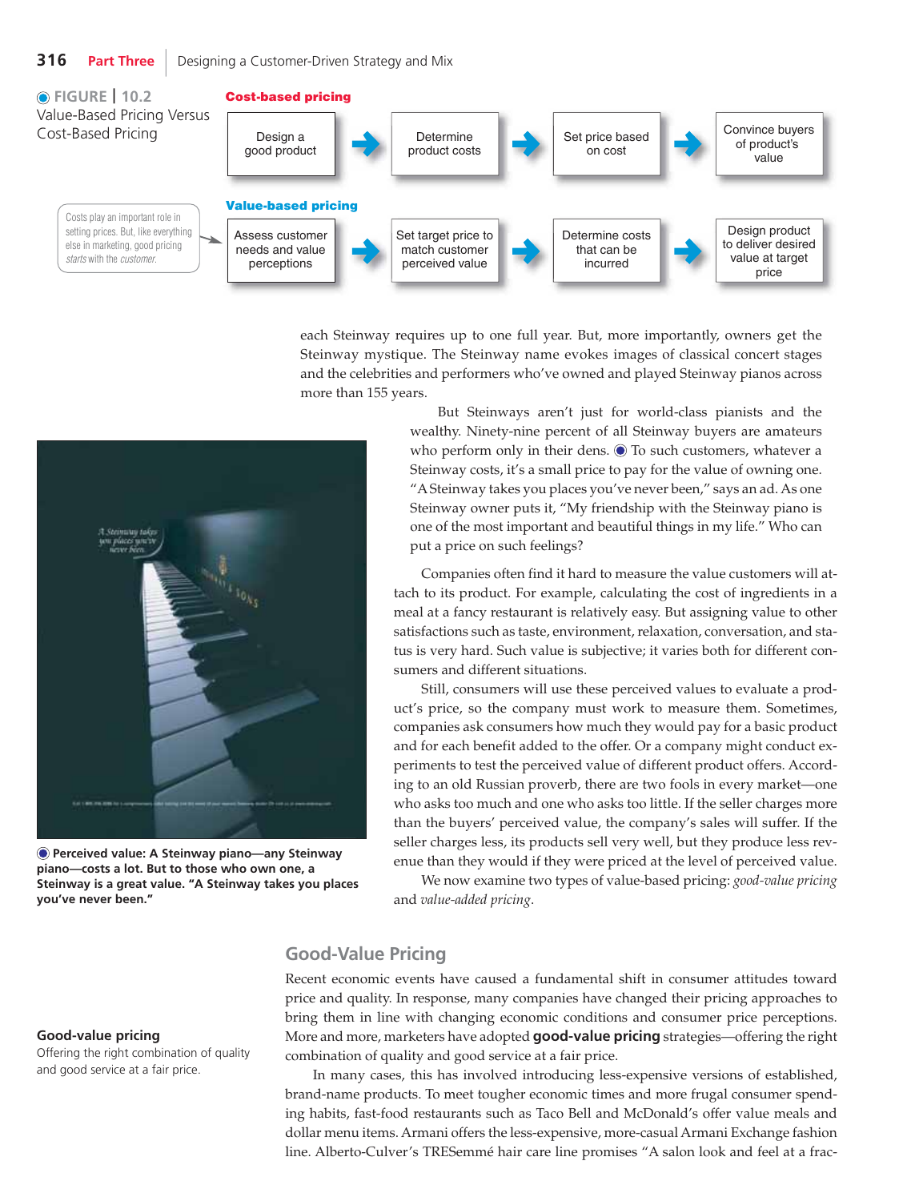**FIGURE 10.2** Value-Based Pricing Versus Cost-Based Pricing

**Cost-based pricing**

Design a good product → Determine product costs → Set price based on cost → Convince buyers of product's value

**Value-based pricing**

Assess customer needs and value perceptions → Set target price to match customer perceived value → Determine costs that can be incurred → Design product to deliver desired value at target price

Costs play an important role in setting prices. But, like everything else in marketing, good pricing *starts* with the *customer*.

each Steinway requires up to one full year. But, more importantly, owners get the Steinway mystique. The Steinway name evokes images of classical concert stages and the celebrities and performers who've owned and played Steinway pianos across more than 155 years.

But Steinways aren't just for world-class pianists and the wealthy. Ninety-nine percent of all Steinway buyers are amateurs who perform only in their dens. To such customers, whatever a Steinway costs, it's a small price to pay for the value of owning one. "A Steinway takes you places you've never been," says an ad. As one Steinway owner puts it, "My friendship with the Steinway piano is one of the most important and beautiful things in my life." Who can put a price on such feelings?

**Perceived value: A Steinway piano—any Steinway piano—costs a lot. But to those who own one, a Steinway is a great value. "A Steinway takes you places you've never been."**

Companies often find it hard to measure the value customers will attach to its product. For example, calculating the cost of ingredients in a meal at a fancy restaurant is relatively easy. But assigning value to other satisfactions such as taste, environment, relaxation, conversation, and status is very hard. Such value is subjective; it varies both for different consumers and different situations.

Still, consumers will use these perceived values to evaluate a product's price, so the company must work to measure them. Sometimes, companies ask consumers how much they would pay for a basic product and for each benefit added to the offer. Or a company might conduct experiments to test the perceived value of different product offers. According to an old Russian proverb, there are two fools in every market—one who asks too much and one who asks too little. If the seller charges more than the buyers' perceived value, the company's sales will suffer. If the seller charges less, its products sell very well, but they produce less revenue than they would if they were priced at the level of perceived value.

We now examine two types of value-based pricing: *good-value pricing* and *value-added pricing*.

## Good-Value Pricing

**Good-value pricing**
Offering the right combination of quality and good service at a fair price.

Recent economic events have caused a fundamental shift in consumer attitudes toward price and quality. In response, many companies have changed their pricing approaches to bring them in line with changing economic conditions and consumer price perceptions. More and more, marketers have adopted **good-value pricing** strategies—offering the right combination of quality and good service at a fair price.

In many cases, this has involved introducing less-expensive versions of established, brand-name products. To meet tougher economic times and more frugal consumer spending habits, fast-food restaurants such as Taco Bell and McDonald's offer value meals and dollar menu items. Armani offers the less-expensive, more-casual Armani Exchange fashion line. Alberto-Culver's TRESemmé hair care line promises "A salon look and feel at a frac-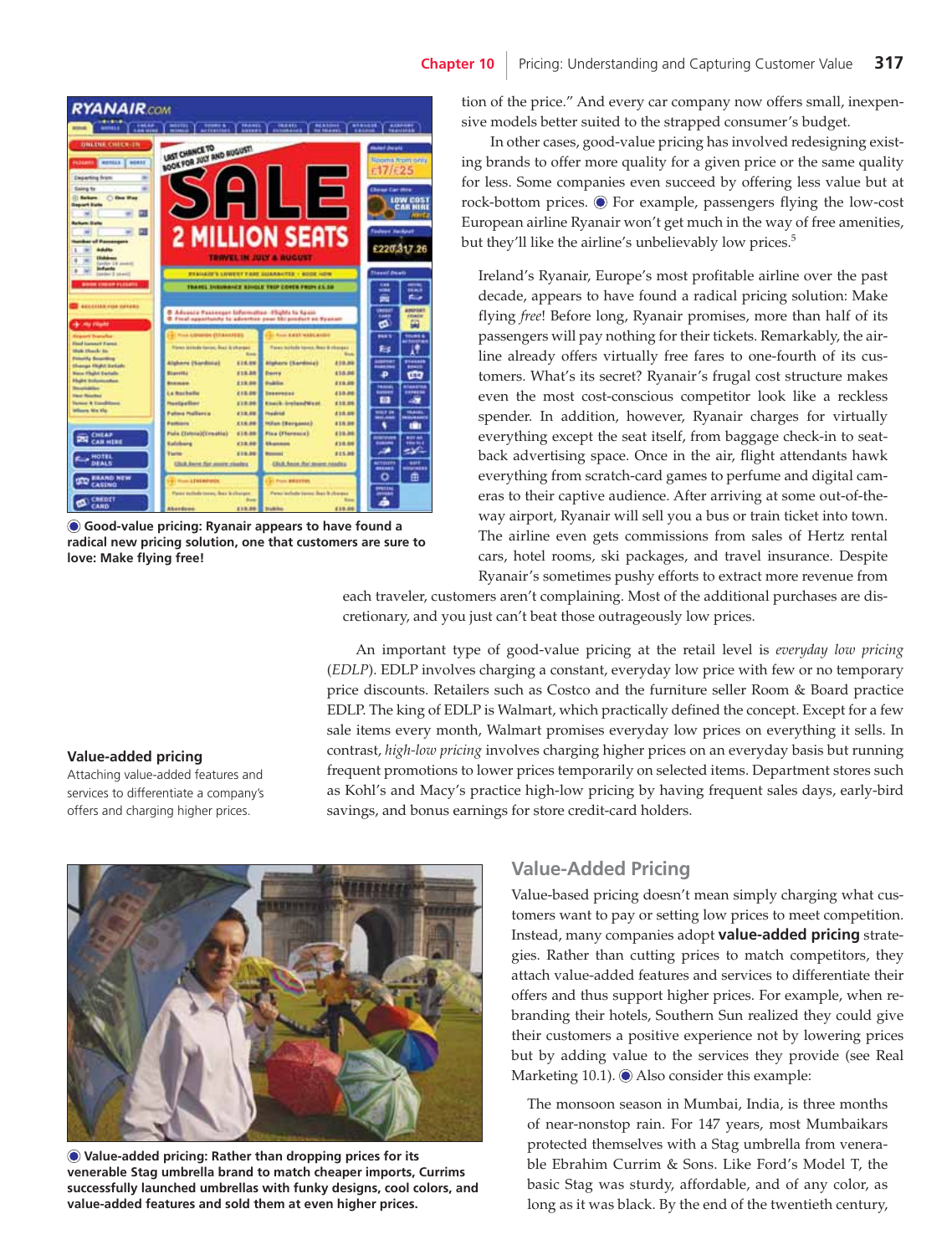tion of the price." And every car company now offers small, inexpensive models better suited to the strapped consumer's budget.

In other cases, good-value pricing has involved redesigning existing brands to offer more quality for a given price or the same quality for less. Some companies even succeed by offering less value but at rock-bottom prices. ◉ For example, passengers flying the low-cost European airline Ryanair won't get much in the way of free amenities, but they'll like the airline's unbelievably low prices.[5]

> Ireland's Ryanair, Europe's most profitable airline over the past decade, appears to have found a radical pricing solution: Make flying *free*! Before long, Ryanair promises, more than half of its passengers will pay nothing for their tickets. Remarkably, the airline already offers virtually free fares to one-fourth of its customers. What's its secret? Ryanair's frugal cost structure makes even the most cost-conscious competitor look like a reckless spender. In addition, however, Ryanair charges for virtually everything except the seat itself, from baggage check-in to seat-back advertising space. Once in the air, flight attendants hawk everything from scratch-card games to perfume and digital cameras to their captive audience. After arriving at some out-of-the-way airport, Ryanair will sell you a bus or train ticket into town. The airline even gets commissions from sales of Hertz rental cars, hotel rooms, ski packages, and travel insurance. Despite Ryanair's sometimes pushy efforts to extract more revenue from each traveler, customers aren't complaining. Most of the additional purchases are discretionary, and you just can't beat those outrageously low prices.

◉ **Good-value pricing: Ryanair appears to have found a radical new pricing solution, one that customers are sure to love: Make flying free!**

An important type of good-value pricing at the retail level is *everyday low pricing* (*EDLP*). EDLP involves charging a constant, everyday low price with few or no temporary price discounts. Retailers such as Costco and the furniture seller Room & Board practice EDLP. The king of EDLP is Walmart, which practically defined the concept. Except for a few sale items every month, Walmart promises everyday low pricing on everything it sells. In contrast, *high-low pricing* involves charging higher prices on an everyday basis but running frequent promotions to lower prices temporarily on selected items. Department stores such as Kohl's and Macy's practice high-low pricing by having frequent sales days, early-bird savings, and bonus earnings for store credit-card holders.

**Value-added pricing**
Attaching value-added features and services to differentiate a company's offers and charging higher prices.

## Value-Added Pricing

Value-based pricing doesn't mean simply charging what customers want to pay or setting low prices to meet competition. Instead, many companies adopt **value-added pricing** strategies. Rather than cutting prices to match competitors, they attach value-added features and services to differentiate their offers and thus support higher prices. For example, when re-branding their hotels, Southern Sun realized they could give their customers a positive experience not by lowering prices but by adding value to the services they provide (see Real Marketing 10.1). ◉ Also consider this example:

> The monsoon season in Mumbai, India, is three months of near-nonstop rain. For 147 years, most Mumbaikars protected themselves with a Stag umbrella from venerable Ebrahim Currim & Sons. Like Ford's Model T, the basic Stag was sturdy, affordable, and of any color, as long as it was black. By the end of the twentieth century,

◉ **Value-added pricing: Rather than dropping prices for its venerable Stag umbrella brand to match cheaper imports, Currims successfully launched umbrellas with funky designs, cool colors, and value-added features and sold them at even higher prices.**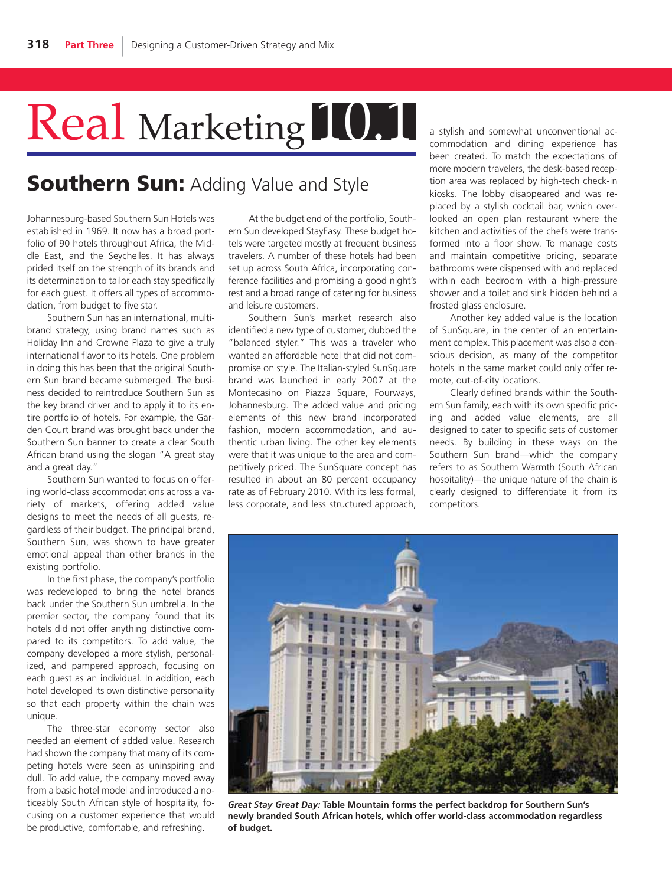# Real Marketing 10.1

## Southern Sun: Adding Value and Style

Johannesburg-based Southern Sun Hotels was established in 1969. It now has a broad portfolio of 90 hotels throughout Africa, the Middle East, and the Seychelles. It has always prided itself on the strength of its brands and its determination to tailor each stay specifically for each guest. It offers all types of accommodation, from budget to five star.

Southern Sun has an international, multi-brand strategy, using brand names such as Holiday Inn and Crowne Plaza to give a truly international flavor to its hotels. One problem in doing this has been that the original Southern Sun brand became submerged. The business decided to reintroduce Southern Sun as the key brand driver and to apply it to its entire portfolio of hotels. For example, the Garden Court brand was brought back under the Southern Sun banner to create a clear South African brand using the slogan "A great stay and a great day."

Southern Sun wanted to focus on offering world-class accommodations across a variety of markets, offering added value designs to meet the needs of all guests, regardless of their budget. The principal brand, Southern Sun, was shown to have greater emotional appeal than other brands in the existing portfolio.

In the first phase, the company's portfolio was redeveloped to bring the hotel brands back under the Southern Sun umbrella. In the premier sector, the company found that its hotels did not offer anything distinctive compared to its competitors. To add value, the company developed a more stylish, personalized, and pampered approach, focusing on each guest as an individual. In addition, each hotel developed its own distinctive personality so that each property within the chain was unique.

The three-star economy sector also needed an element of added value. Research had shown the company that many of its competing hotels were seen as uninspiring and dull. To add value, the company moved away from a basic hotel model and introduced a noticeably South African style of hospitality, focusing on a customer experience that would be productive, comfortable, and refreshing.

At the budget end of the portfolio, Southern Sun developed StayEasy. These budget hotels were targeted mostly at frequent business travelers. A number of these hotels had been set up across South Africa, incorporating conference facilities and promising a good night's rest and a broad range of catering for business and leisure customers.

Southern Sun's market research also identified a new type of customer, dubbed the "balanced styler." This was a traveler who wanted an affordable hotel that did not compromise on style. The Italian-styled SunSquare brand was launched in early 2007 at the Montecasino on Piazza Square, Fourways, Johannesburg. The added value and pricing elements of this new brand incorporated fashion, modern accommodation, and authentic urban living. The other key elements were that it was unique to the area and competitively priced. The SunSquare concept has resulted in about an 80 percent occupancy rate as of February 2010. With its less formal, less corporate, and less structured approach, a stylish and somewhat unconventional accommodation and dining experience has been created. To match the expectations of more modern travelers, the desk-based reception area was replaced by high-tech check-in kiosks. The lobby disappeared and was replaced by a stylish cocktail bar, which overlooked an open plan restaurant where the kitchen and activities of the chefs were transformed into a floor show. To manage costs and maintain competitive pricing, separate bathrooms were dispensed with and replaced within each bedroom with a high-pressure shower and a toilet and sink hidden behind a frosted glass enclosure.

Another key added value is the location of SunSquare, in the center of an entertainment complex. This placement was also a conscious decision, as many of the competitor hotels in the same market could only offer remote, out-of-city locations.

Clearly defined brands within the Southern Sun family, each with its own specific pricing and added value elements, are all designed to cater to specific sets of customer needs. By building in these ways on the Southern Sun brand—which the company refers to as Southern Warmth (South African hospitality)—the unique nature of the chain is clearly designed to differentiate it from its competitors.

***Great Stay Great Day:*** **Table Mountain forms the perfect backdrop for Southern Sun's newly branded South African hotels, which offer world-class accommodation regardless of budget.**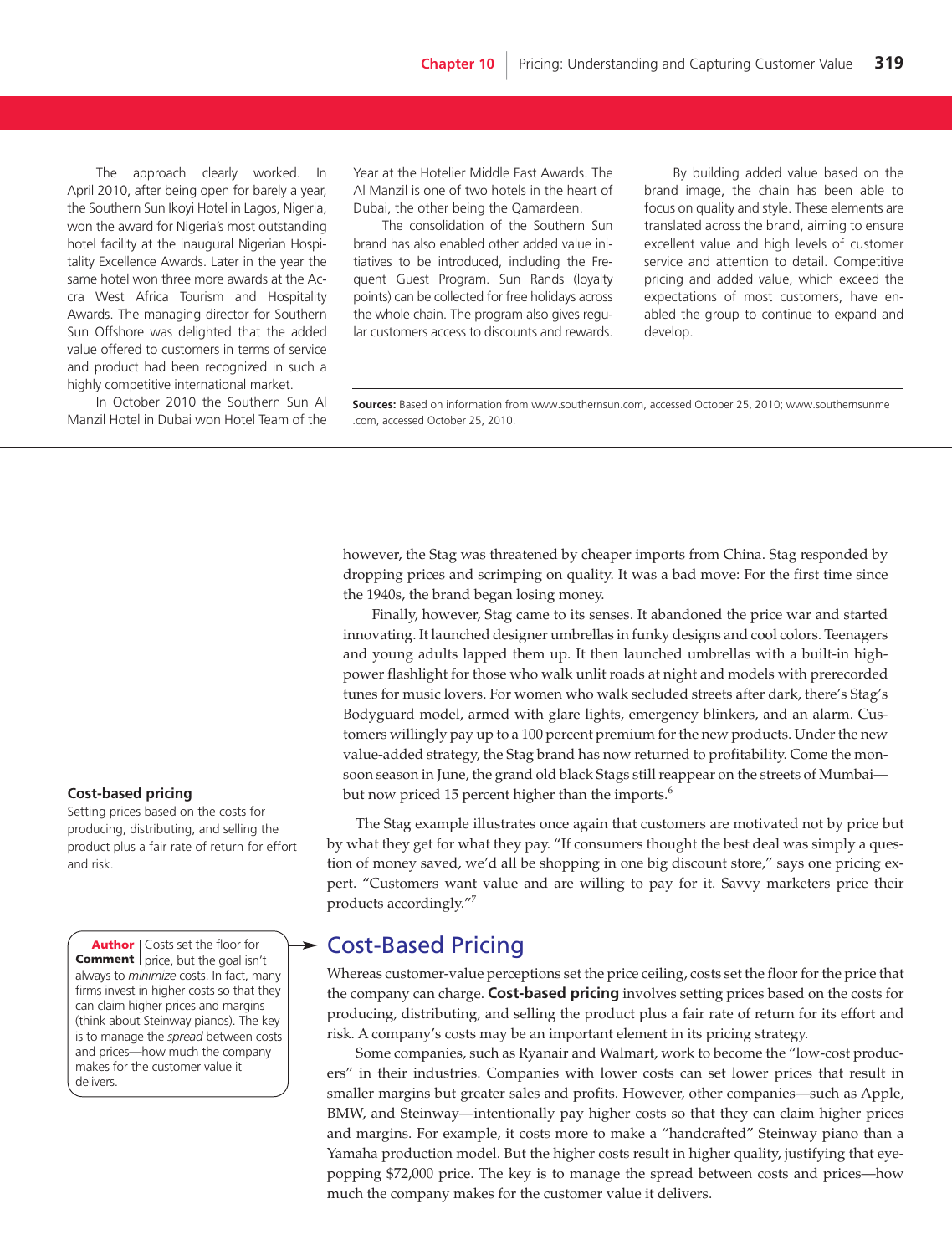The approach clearly worked. In April 2010, after being open for barely a year, the Southern Sun Ikoyi Hotel in Lagos, Nigeria, won the award for Nigeria's most outstanding hotel facility at the inaugural Nigerian Hospitality Excellence Awards. Later in the year the same hotel won three more awards at the Accra West Africa Tourism and Hospitality Awards. The managing director for Southern Sun Offshore was delighted that the added value offered to customers in terms of service and product had been recognized in such a highly competitive international market.

In October 2010 the Southern Sun Al Manzil Hotel in Dubai won Hotel Team of the Year at the Hotelier Middle East Awards. The Al Manzil is one of two hotels in the heart of Dubai, the other being the Qamardeen.

The consolidation of the Southern Sun brand has also enabled other added value initiatives to be introduced, including the Frequent Guest Program. Sun Rands (loyalty points) can be collected for free holidays across the whole chain. The program also gives regular customers access to discounts and rewards.

By building added value based on the brand image, the chain has been able to focus on quality and style. These elements are translated across the brand, aiming to ensure excellent value and high levels of customer service and attention to detail. Competitive pricing and added value, which exceed the expectations of most customers, have enabled the group to continue to expand and develop.

**Sources:** Based on information from www.southernsun.com, accessed October 25, 2010; www.southernsunme.com, accessed October 25, 2010.

---

however, the Stag was threatened by cheaper imports from China. Stag responded by dropping prices and scrimping on quality. It was a bad move: For the first time since the 1940s, the brand began losing money.

Finally, however, Stag came to its senses. It abandoned the price war and started innovating. It launched designer umbrellas in funky designs and cool colors. Teenagers and young adults lapped them up. It then launched umbrellas with a built-in high-power flashlight for those who walk unlit roads at night and models with prerecorded tunes for music lovers. For women who walk secluded streets after dark, there's Stag's Bodyguard model, armed with glare lights, emergency blinkers, and an alarm. Customers willingly pay up to a 100 percent premium for the new products. Under the new value-added strategy, the Stag brand has now returned to profitability. Come the monsoon season in June, the grand old black Stags still reappear on the streets of Mumbai—but now priced 15 percent higher than the imports.[6]

The Stag example illustrates once again that customers are motivated not by price but by what they get for what they pay. "If consumers thought the best deal was simply a question of money saved, we'd all be shopping in one big discount store," says one pricing expert. "Customers want value and are willing to pay for it. Savvy marketers price their products accordingly."[7]

**Cost-based pricing**
Setting prices based on the costs for producing, distributing, and selling the product plus a fair rate of return for effort and risk.

**Author Comment** | Costs set the floor for price, but the goal isn't always to *minimize* costs. In fact, many firms invest in higher costs so that they can claim higher prices and margins (think about Steinway pianos). The key is to manage the *spread* between costs and prices—how much the company makes for the customer value it delivers.

## Cost-Based Pricing

Whereas customer-value perceptions set the price ceiling, costs set the floor for the price that the company can charge. **Cost-based pricing** involves setting prices based on the costs for producing, distributing, and selling the product plus a fair rate of return for its effort and risk. A company's costs may be an important element in its pricing strategy.

Some companies, such as Ryanair and Walmart, work to become the "low-cost producers" in their industries. Companies with lower costs can set lower prices that result in smaller margins but greater sales and profits. However, other companies—such as Apple, BMW, and Steinway—intentionally pay higher costs so that they can claim higher prices and margins. For example, it costs more to make a "handcrafted" Steinway piano than a Yamaha production model. But the higher costs result in higher quality, justifying that eye-popping $72,000 price. The key is to manage the spread between costs and prices—how much the company makes for the customer value it delivers.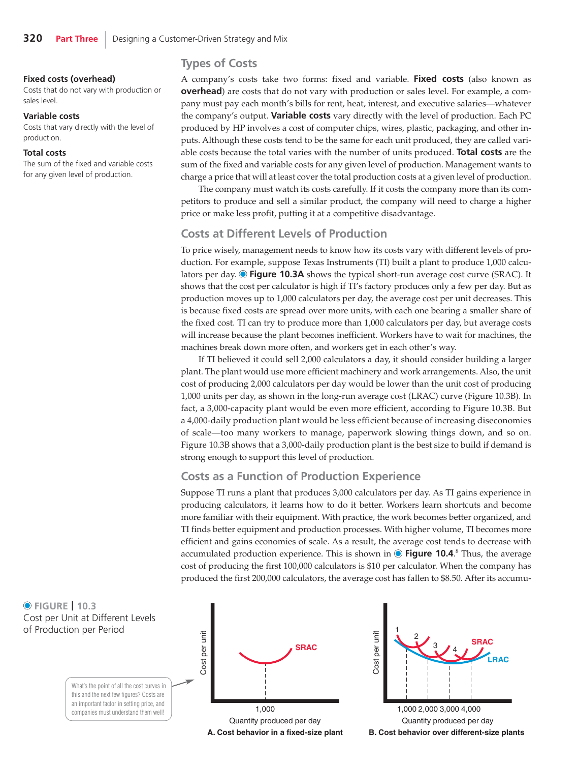**Fixed costs (overhead)**
Costs that do not vary with production or sales level.

**Variable costs**
Costs that vary directly with the level of production.

**Total costs**
The sum of the fixed and variable costs for any given level of production.

## Types of Costs

A company's costs take two forms: fixed and variable. **Fixed costs** (also known as **overhead**) are costs that do not vary with production or sales level. For example, a company must pay each month's bills for rent, heat, interest, and executive salaries—whatever the company's output. **Variable costs** vary directly with the level of production. Each PC produced by HP involves a cost of computer chips, wires, plastic, packaging, and other inputs. Although these costs tend to be the same for each unit produced, they are called variable costs because the total varies with the number of units produced. **Total costs** are the sum of the fixed and variable costs for any given level of production. Management wants to charge a price that will at least cover the total production costs at a given level of production.

The company must watch its costs carefully. If it costs the company more than its competitors to produce and sell a similar product, the company will need to charge a higher price or make less profit, putting it at a competitive disadvantage.

## Costs at Different Levels of Production

To price wisely, management needs to know how its costs vary with different levels of production. For example, suppose Texas Instruments (TI) built a plant to produce 1,000 calculators per day. **Figure 10.3A** shows the typical short-run average cost curve (SRAC). It shows that the cost per calculator is high if TI's factory produces only a few per day. But as production moves up to 1,000 calculators per day, the average cost per unit decreases. This is because fixed costs are spread over more units, with each one bearing a smaller share of the fixed cost. TI can try to produce more than 1,000 calculators per day, but average costs will increase because the plant becomes inefficient. Workers have to wait for machines, the machines break down more often, and workers get in each other's way.

If TI believed it could sell 2,000 calculators a day, it should consider building a larger plant. The plant would use more efficient machinery and work arrangements. Also, the unit cost of producing 2,000 calculators per day would be lower than the unit cost of producing 1,000 units per day, as shown in the long-run average cost (LRAC) curve (Figure 10.3B). In fact, a 3,000-capacity plant would be even more efficient, according to Figure 10.3B. But a 4,000-daily production plant would be less efficient because of increasing diseconomies of scale—too many workers to manage, paperwork slowing things down, and so on. Figure 10.3B shows that a 3,000-daily production plant is the best size to build if demand is strong enough to support this level of production.

## Costs as a Function of Production Experience

Suppose TI runs a plant that produces 3,000 calculators per day. As TI gains experience in producing calculators, it learns how to do it better. Workers learn shortcuts and become more familiar with their equipment. With practice, the work becomes better organized, and TI finds better equipment and production processes. With higher volume, TI becomes more efficient and gains economies of scale. As a result, the average cost tends to decrease with accumulated production experience. This is shown in **Figure 10.4**.[8] Thus, the average cost of producing the first 100,000 calculators is $10 per calculator. When the company has produced the first 200,000 calculators, the average cost has fallen to $8.50. After its accumu-

**FIGURE | 10.3**
Cost per Unit at Different Levels of Production per Period

What's the point of all the cost curves in this and the next few figures? Costs are an important factor in setting price, and companies must understand them well!

A. Cost behavior in a fixed-size plant (SRAC; Cost per unit vs. Quantity produced per day, 1,000)

B. Cost behavior over different-size plants (SRAC 1–4, LRAC; Cost per unit vs. Quantity produced per day, 1,000 2,000 3,000 4,000)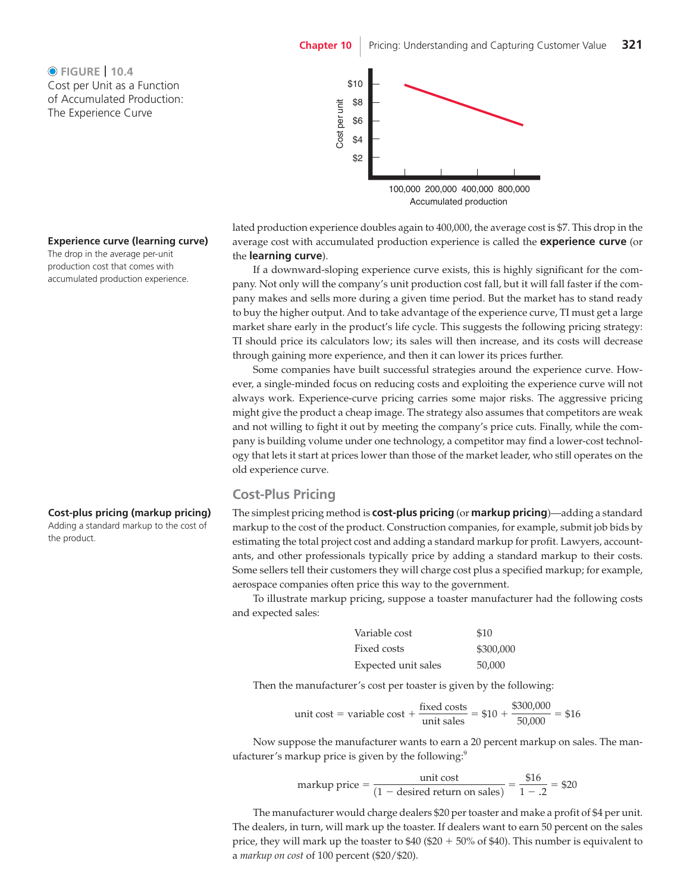**FIGURE | 10.4**
Cost per Unit as a Function of Accumulated Production: The Experience Curve

lated production experience doubles again to 400,000, the average cost is $7. This drop in the average cost with accumulated production experience is called the **experience curve** (or the **learning curve**).

**Experience curve (learning curve)**
The drop in the average per-unit production cost that comes with accumulated production experience.

If a downward-sloping experience curve exists, this is highly significant for the company. Not only will the company's unit production cost fall, but it will fall faster if the company makes and sells more during a given time period. But the market has to stand ready to buy the higher output. And to take advantage of the experience curve, TI must get a large market share early in the product's life cycle. This suggests the following pricing strategy: TI should price its calculators low; its sales will then increase, and its costs will decrease through gaining more experience, and then it can lower its prices further.

Some companies have built successful strategies around the experience curve. However, a single-minded focus on reducing costs and exploiting the experience curve will not always work. Experience-curve pricing carries some major risks. The aggressive pricing might give the product a cheap image. The strategy also assumes that competitors are weak and not willing to fight it out by meeting the company's price cuts. Finally, while the company is building volume under one technology, a competitor may find a lower-cost technology that lets it start at prices lower than those of the market leader, who still operates on the old experience curve.

## Cost-Plus Pricing

**Cost-plus pricing (markup pricing)**
Adding a standard markup to the cost of the product.

The simplest pricing method is **cost-plus pricing** (or **markup pricing**)—adding a standard markup to the cost of the product. Construction companies, for example, submit job bids by estimating the total project cost and adding a standard markup for profit. Lawyers, accountants, and other professionals typically price by adding a standard markup to their costs. Some sellers tell their customers they will charge cost plus a specified markup; for example, aerospace companies often price this way to the government.

To illustrate markup pricing, suppose a toaster manufacturer had the following costs and expected sales:

| | |
|---|---|
| Variable cost | $10 |
| Fixed costs | $300,000 |
| Expected unit sales | 50,000 |

Then the manufacturer's cost per toaster is given by the following:

$$\text{unit cost} = \text{variable cost} + \frac{\text{fixed costs}}{\text{unit sales}} = \$10 + \frac{\$300{,}000}{50{,}000} = \$16$$

Now suppose the manufacturer wants to earn a 20 percent markup on sales. The manufacturer's markup price is given by the following:[9]

$$\text{markup price} = \frac{\text{unit cost}}{(1 - \text{desired return on sales})} = \frac{\$16}{1 - .2} = \$20$$

The manufacturer would charge dealers $20 per toaster and make a profit of $4 per unit. The dealers, in turn, will mark up the toaster. If dealers want to earn 50 percent on the sales price, they will mark up the toaster to $40 ($20 + 50% of $40). This number is equivalent to a *markup on cost* of 100 percent ($20/$20).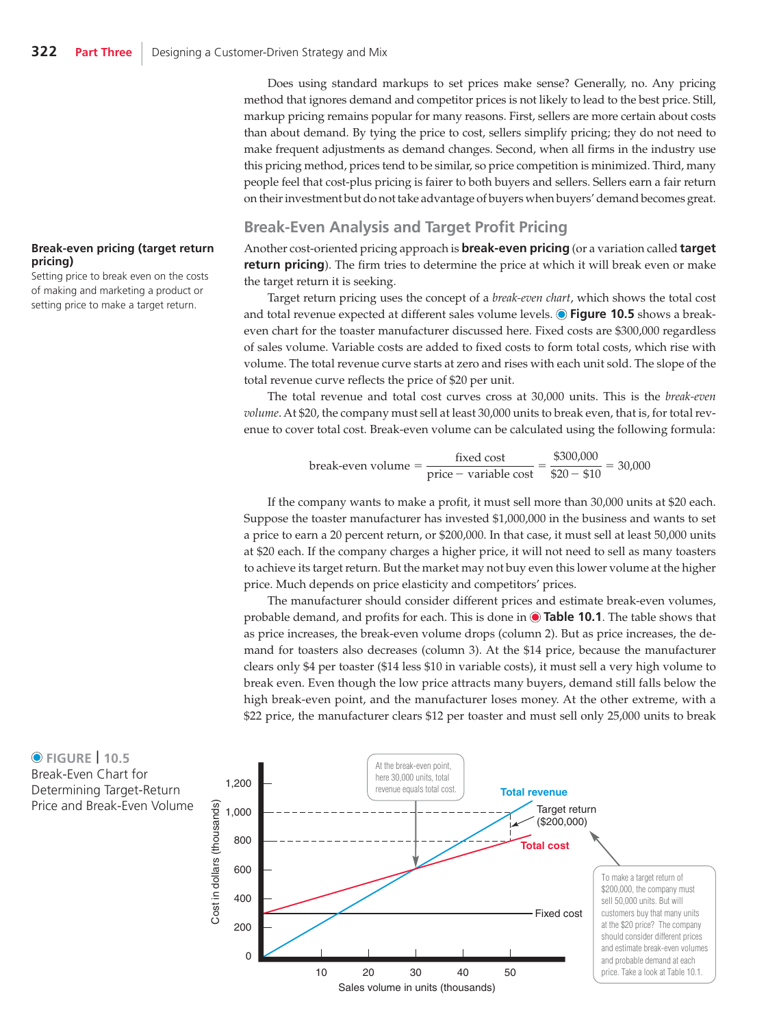Does using standard markups to set prices make sense? Generally, no. Any pricing method that ignores demand and competitor prices is not likely to lead to the best price. Still, markup pricing remains popular for many reasons. First, sellers are more certain about costs than about demand. By tying the price to cost, sellers simplify pricing; they do not need to make frequent adjustments as demand changes. Second, when all firms in the industry use this pricing method, prices tend to be similar, so price competition is minimized. Third, many people feel that cost-plus pricing is fairer to both buyers and sellers. Sellers earn a fair return on their investment but do not take advantage of buyers when buyers' demand becomes great.

## Break-Even Analysis and Target Profit Pricing

**Break-even pricing (target return pricing)**
Setting price to break even on the costs of making and marketing a product or setting price to make a target return.

Another cost-oriented pricing approach is **break-even pricing** (or a variation called **target return pricing**). The firm tries to determine the price at which it will break even or make the target return it is seeking.

Target return pricing uses the concept of a *break-even chart*, which shows the total cost and total revenue expected at different sales volume levels. **Figure 10.5** shows a break-even chart for the toaster manufacturer discussed here. Fixed costs are $300,000 regardless of sales volume. Variable costs are added to fixed costs to form total costs, which rise with volume. The total revenue curve starts at zero and rises with each unit sold. The slope of the total revenue curve reflects the price of $20 per unit.

The total revenue and total cost curves cross at 30,000 units. This is the *break-even volume*. At $20, the company must sell at least 30,000 units to break even, that is, for total revenue to cover total cost. Break-even volume can be calculated using the following formula:

$$\text{break-even volume} = \frac{\text{fixed cost}}{\text{price} - \text{variable cost}} = \frac{\$300{,}000}{\$20 - \$10} = 30{,}000$$

If the company wants to make a profit, it must sell more than 30,000 units at $20 each. Suppose the toaster manufacturer has invested $1,000,000 in the business and wants to set a price to earn a 20 percent return, or $200,000. In that case, it must sell at least 50,000 units at $20 each. If the company charges a higher price, it will not need to sell as many toasters to achieve its target return. But the market may not buy even this lower volume at the higher price. Much depends on price elasticity and competitors' prices.

The manufacturer should consider different prices and estimate break-even volumes, probable demand, and profits for each. This is done in **Table 10.1**. The table shows that as price increases, the break-even volume drops (column 2). But as price increases, the demand for toasters also decreases (column 3). At the $14 price, because the manufacturer clears only $4 per toaster ($14 less $10 in variable costs), it must sell a very high volume to break even. Even though the low price attracts many buyers, demand still falls below the high break-even point, and the manufacturer loses money. At the other extreme, with a $22 price, the manufacturer clears $12 per toaster and must sell only 25,000 units to break

**FIGURE | 10.5**
Break-Even Chart for Determining Target-Return Price and Break-Even Volume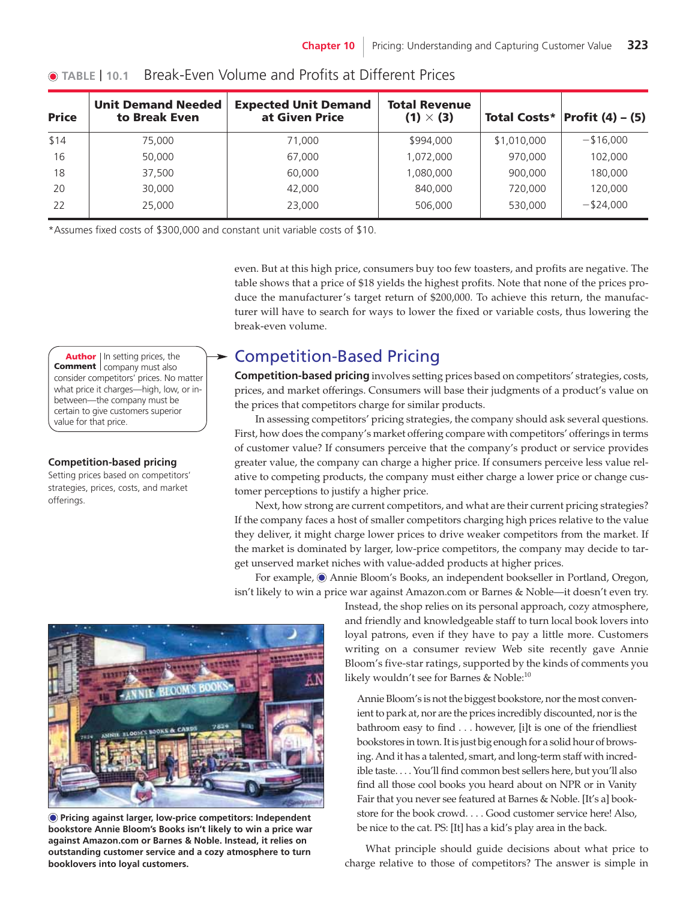**TABLE | 10.1** Break-Even Volume and Profits at Different Prices

| Price | Unit Demand Needed to Break Even | Expected Unit Demand at Given Price | Total Revenue (1) × (3) | Total Costs* | Profit (4) – (5) |
|---|---|---|---|---|---|
| $14 | 75,000 | 71,000 | $994,000 | $1,010,000 | −$16,000 |
| 16 | 50,000 | 67,000 | 1,072,000 | 970,000 | 102,000 |
| 18 | 37,500 | 60,000 | 1,080,000 | 900,000 | 180,000 |
| 20 | 30,000 | 42,000 | 840,000 | 720,000 | 120,000 |
| 22 | 25,000 | 23,000 | 506,000 | 530,000 | −$24,000 |

*Assumes fixed costs of $300,000 and constant unit variable costs of $10.

even. But at this high price, consumers buy too few toasters, and profits are negative. The table shows that a price of $18 yields the highest profits. Note that none of the prices produce the manufacturer's target return of $200,000. To achieve this return, the manufacturer will have to search for ways to lower the fixed or variable costs, thus lowering the break-even volume.

**Author Comment** In setting prices, the company must also consider competitors' prices. No matter what price it charges—high, low, or in-between—the company must be certain to give customers superior value for that price.

## Competition-Based Pricing

**Competition-based pricing**
Setting prices based on competitors' strategies, prices, costs, and market offerings.

**Competition-based pricing** involves setting prices based on competitors' strategies, costs, prices, and market offerings. Consumers will base their judgments of a product's value on the prices that competitors charge for similar products.

In assessing competitors' pricing strategies, the company should ask several questions. First, how does the company's market offering compare with competitors' offerings in terms of customer value? If consumers perceive that the company's product or service provides greater value, the company can charge a higher price. If consumers perceive less value relative to competing products, the company must either charge a lower price or change customer perceptions to justify a higher price.

Next, how strong are current competitors, and what are their current pricing strategies? If the company faces a host of smaller competitors charging high prices relative to the value they deliver, it might charge lower prices to drive weaker competitors from the market. If the market is dominated by larger, low-price competitors, the company may decide to target unserved market niches with value-added products at higher prices.

For example, Annie Bloom's Books, an independent bookseller in Portland, Oregon, isn't likely to win a price war against Amazon.com or Barnes & Noble—it doesn't even try. Instead, the shop relies on its personal approach, cozy atmosphere, and friendly and knowledgeable staff to turn local book lovers into loyal patrons, even if they have to pay a little more. Customers writing on a consumer review Web site recently gave Annie Bloom's five-star ratings, supported by the kinds of comments you likely wouldn't see for Barnes & Noble:[10]

> Annie Bloom's is not the biggest bookstore, nor the most convenient to park at, nor are the prices incredibly discounted, nor is the bathroom easy to find . . . however, [i]t is one of the friendliest bookstores in town. It is just big enough for a solid hour of browsing. And it has a talented, smart, and long-term staff with incredible taste. . . . You'll find common best sellers here, but you'll also find all those cool books you heard about on NPR or in Vanity Fair that you never see featured at Barnes & Noble. [It's a] bookstore for the book crowd. . . . Good customer service here! Also, be nice to the cat. PS: [It] has a kid's play area in the back.

Pricing against larger, low-price competitors: Independent bookstore Annie Bloom's Books isn't likely to win a price war against Amazon.com or Barnes & Noble. Instead, it relies on outstanding customer service and a cozy atmosphere to turn booklovers into loyal customers.

What principle should guide decisions about what price to charge relative to those of competitors? The answer is simple in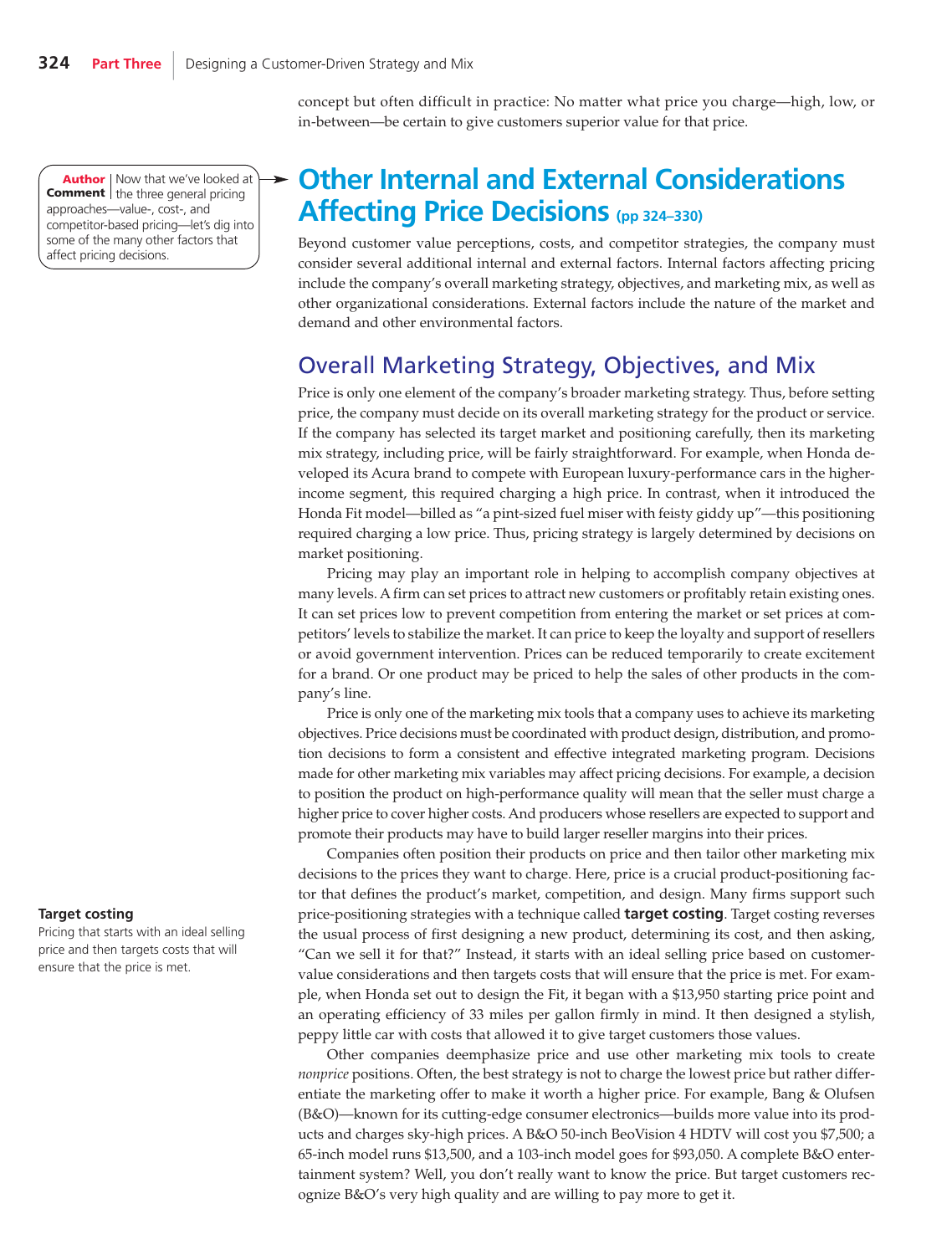concept but often difficult in practice: No matter what price you charge—high, low, or in-between—be certain to give customers superior value for that price.

**Author Comment** Now that we've looked at the three general pricing approaches—value-, cost-, and competitor-based pricing—let's dig into some of the many other factors that affect pricing decisions.

# Other Internal and External Considerations Affecting Price Decisions (pp 324–330)

Beyond customer value perceptions, costs, and competitor strategies, the company must consider several additional internal and external factors. Internal factors affecting pricing include the company's overall marketing strategy, objectives, and marketing mix, as well as other organizational considerations. External factors include the nature of the market and demand and other environmental factors.

## Overall Marketing Strategy, Objectives, and Mix

Price is only one element of the company's broader marketing strategy. Thus, before setting price, the company must decide on its overall marketing strategy for the product or service. If the company has selected its target market and positioning carefully, then its marketing mix strategy, including price, will be fairly straightforward. For example, when Honda developed its Acura brand to compete with European luxury-performance cars in the higher-income segment, this required charging a high price. In contrast, when it introduced the Honda Fit model—billed as "a pint-sized fuel miser with feisty giddy up"—this positioning required charging a low price. Thus, pricing strategy is largely determined by decisions on market positioning.

Pricing may play an important role in helping to accomplish company objectives at many levels. A firm can set prices to attract new customers or profitably retain existing ones. It can set prices low to prevent competition from entering the market or set prices at competitors' levels to stabilize the market. It can price to keep the loyalty and support of resellers or avoid government intervention. Prices can be reduced temporarily to create excitement for a brand. Or one product may be priced to help the sales of other products in the company's line.

Price is only one of the marketing mix tools that a company uses to achieve its marketing objectives. Price decisions must be coordinated with product design, distribution, and promotion decisions to form a consistent and effective integrated marketing program. Decisions made for other marketing mix variables may affect pricing decisions. For example, a decision to position the product on high-performance quality will mean that the seller must charge a higher price to cover higher costs. And producers whose resellers are expected to support and promote their products may have to build larger reseller margins into their prices.

Companies often position their products on price and then tailor other marketing mix decisions to the prices they want to charge. Here, price is a crucial product-positioning factor that defines the product's market, competition, and design. Many firms support such price-positioning strategies with a technique called **target costing**. Target costing reverses the usual process of first designing a new product, determining its cost, and then asking, "Can we sell it for that?" Instead, it starts with an ideal selling price based on customer-value considerations and then targets costs that will ensure that the price is met. For example, when Honda set out to design the Fit, it began with a $13,950 starting price point and an operating efficiency of 33 miles per gallon firmly in mind. It then designed a stylish, peppy little car with costs that allowed it to give target customers those values.

**Target costing**
Pricing that starts with an ideal selling price and then targets costs that will ensure that the price is met.

Other companies deemphasize price and use other marketing mix tools to create *nonprice* positions. Often, the best strategy is not to charge the lowest price but rather differentiate the marketing offer to make it worth a higher price. For example, Bang & Olufsen (B&O)—known for its cutting-edge consumer electronics—builds more value into its products and charges sky-high prices. A B&O 50-inch BeoVision 4 HDTV will cost you $7,500; a 65-inch model runs 13,500, and a 103-inch model goes for $93,050. A complete B&O entertainment system? Well, you don't really want to know the price. But target customers recognize B&O's very high quality and are willing to pay more to get it.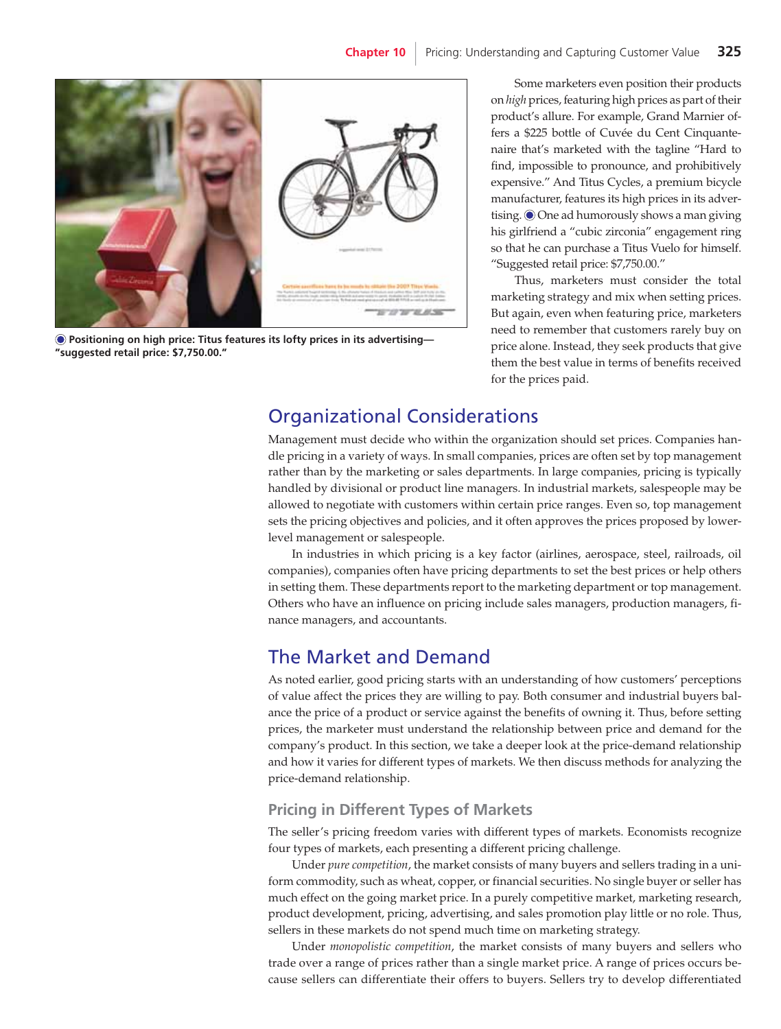Some marketers even position their products on *high* prices, featuring high prices as part of their product's allure. For example, Grand Marnier offers a $225 bottle of Cuvée du Cent Cinquantenaire that's marketed with the tagline "Hard to find, impossible to pronounce, and prohibitively expensive." And Titus Cycles, a premium bicycle manufacturer, features its high prices in its advertising. One ad humorously shows a man giving his girlfriend a "cubic zirconia" engagement ring so that he can purchase a Titus Vuelo for himself. "Suggested retail price: $7,750.00."

**Positioning on high price: Titus features its lofty prices in its advertising—"suggested retail price: $7,750.00."**

Thus, marketers must consider the total marketing strategy and mix when setting prices. But again, even when featuring price, marketers need to remember that customers rarely buy on price alone. Instead, they seek products that give them the best value in terms of benefits received for the prices paid.

## Organizational Considerations

Management must decide who within the organization should set prices. Companies handle pricing in a variety of ways. In small companies, prices are often set by top management rather than by the marketing or sales departments. In large companies, pricing is typically handled by divisional or product line managers. In industrial markets, salespeople may be allowed to negotiate with customers within certain price ranges. Even so, top management sets the pricing objectives and policies, and it often approves the prices proposed by lower-level management or salespeople.

In industries in which pricing is a key factor (airlines, aerospace, steel, railroads, oil companies), companies often have pricing departments to set the best prices or help others in setting them. These departments report to the marketing department or top management. Others who have an influence on pricing include sales managers, production managers, finance managers, and accountants.

## The Market and Demand

As noted earlier, good pricing starts with an understanding of how customers' perceptions of value affect the prices they are willing to pay. Both consumer and industrial buyers balance the price of a product or service against the benefits of owning it. Thus, before setting prices, the marketer must understand the relationship between price and demand for the company's product. In this section, we take a deeper look at the price-demand relationship and how it varies for different types of markets. We then discuss methods for analyzing the price-demand relationship.

### Pricing in Different Types of Markets

The seller's pricing freedom varies with different types of markets. Economists recognize four types of markets, each presenting a different pricing challenge.

Under *pure competition*, the market consists of many buyers and sellers trading in a uniform commodity, such as wheat, copper, or financial securities. No single buyer or seller has much effect on the going market price. In a purely competitive market, marketing research, product development, pricing, advertising, and sales promotion play little or no role. Thus, sellers in these markets do not spend much time on marketing strategy.

Under *monopolistic competition*, the market consists of many buyers and sellers who trade over a range of prices rather than a single market price. A range of prices occurs because sellers can differentiate their offers to buyers. Sellers try to develop differentiated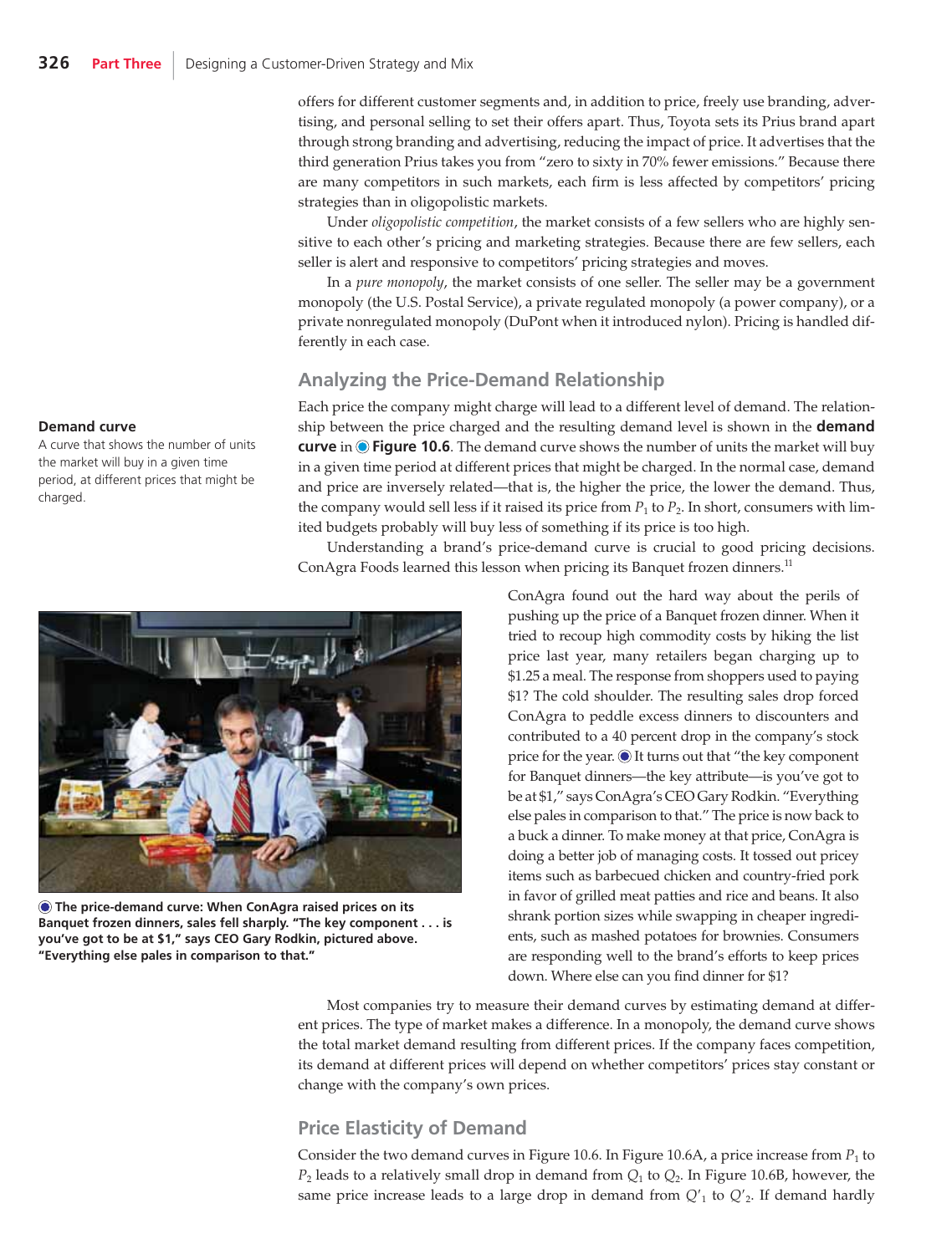offers for different customer segments and, in addition to price, freely use branding, advertising, and personal selling to set their offers apart. Thus, Toyota sets its Prius brand apart through strong branding and advertising, reducing the impact of price. It advertises that the third generation Prius takes you from "zero to sixty in 70% fewer emissions." Because there are many competitors in such markets, each firm is less affected by competitors' pricing strategies than in oligopolistic markets.

Under *oligopolistic competition*, the market consists of a few sellers who are highly sensitive to each other's pricing and marketing strategies. Because there are few sellers, each seller is alert and responsive to competitors' pricing strategies and moves.

In a *pure monopoly*, the market consists of one seller. The seller may be a government monopoly (the U.S. Postal Service), a private regulated monopoly (a power company), or a private nonregulated monopoly (DuPont when it introduced nylon). Pricing is handled differently in each case.

## Analyzing the Price-Demand Relationship

**Demand curve**
A curve that shows the number of units the market will buy in a given time period, at different prices that might be charged.

Each price the company might charge will lead to a different level of demand. The relationship between the price charged and the resulting demand level is shown in the **demand curve** in **Figure 10.6**. The demand curve shows the number of units the market will buy in a given time period at different prices that might be charged. In the normal case, demand and price are inversely related—that is, the higher the price, the lower the demand. Thus, the company would sell less if it raised its price from $P_1$ to $P_2$. In short, consumers with limited budgets probably will buy less of something if its price is too high.

Understanding a brand's price-demand curve is crucial to good pricing decisions. ConAgra Foods learned this lesson when pricing its Banquet frozen dinners.[11]

> ConAgra found out the hard way about the perils of pushing up the price of a Banquet frozen dinner. When it tried to recoup high commodity costs by hiking the list price last year, many retailers began charging up to \$1.25 a meal. The response from shoppers used to paying \$1? The cold shoulder. The resulting sales drop forced ConAgra to peddle excess dinners to discounters and contributed to a 40 percent drop in the company's stock price for the year. It turns out that "the key component for Banquet dinners—the key attribute—is you've got to be at \$1," says ConAgra's CEO Gary Rodkin. "Everything else pales in comparison to that." The price is now back to a buck a dinner. To make money at that price, ConAgra is doing a better job of managing costs. It tossed out pricey items such as barbecued chicken and country-fried pork in favor of grilled meat patties and rice and beans. It also shrank portion sizes while swapping in cheaper ingredients, such as mashed potatoes for brownies. Consumers are responding well to the brand's efforts to keep prices down. Where else can you find dinner for \$1?

**The price-demand curve: When ConAgra raised prices on its Banquet frozen dinners, sales fell sharply. "The key component . . . is you've got to be at \$1," says CEO Gary Rodkin, pictured above. "Everything else pales in comparison to that."**

Most companies try to measure their demand curves by estimating demand at different prices. The type of market makes a difference. In a monopoly, the demand curve shows the total market demand resulting from different prices. If the company faces competition, its demand at different prices will depend on whether competitors' prices stay constant or change with the company's own prices.

## Price Elasticity of Demand

Consider the two demand curves in Figure 10.6. In Figure 10.6A, a price increase from $P_1$ to $P_2$ leads to a relatively small drop in demand from $Q_1$ to $Q_2$. In Figure 10.6B, however, the same price increase leads to a large drop in demand from $Q'_1$ to $Q'_2$. If demand hardly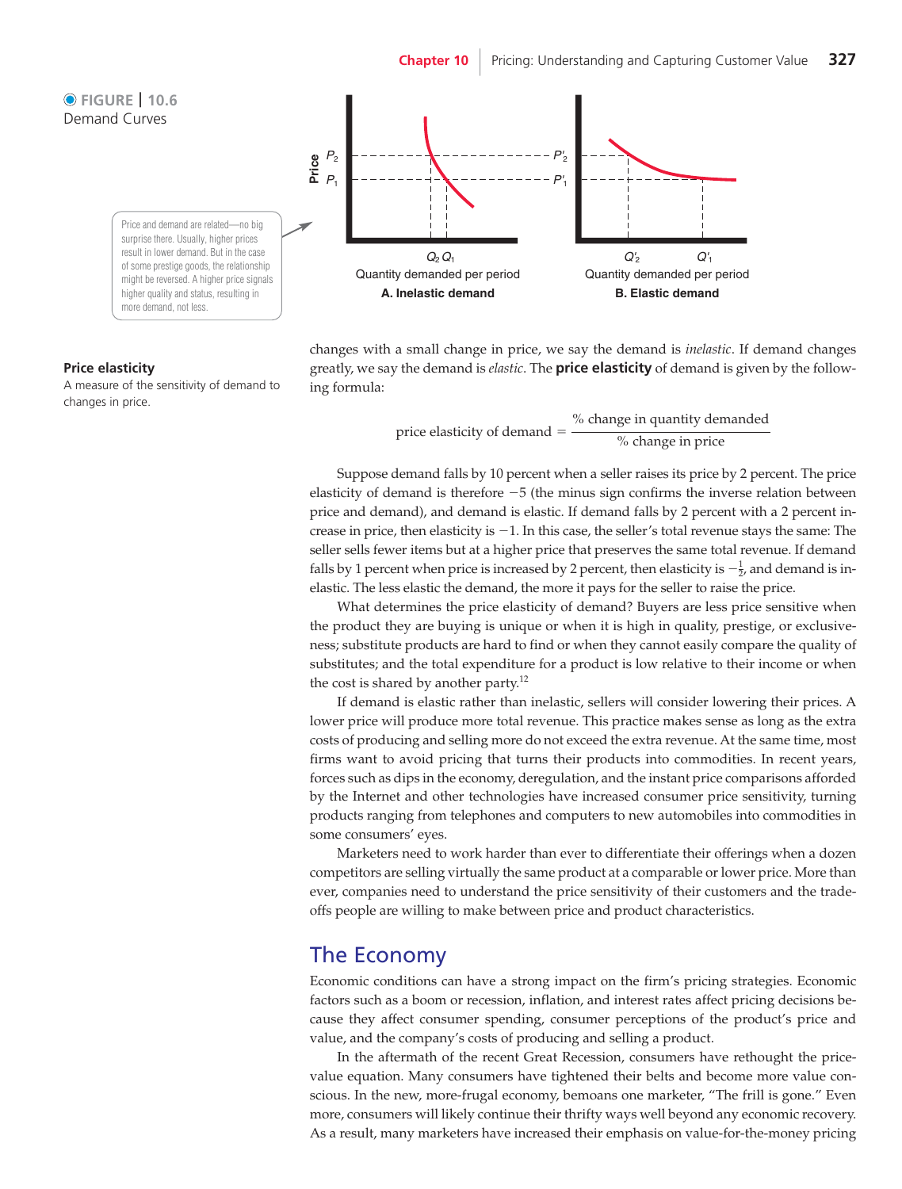**FIGURE 10.6**
Demand Curves

Price and demand are related—no big surprise there. Usually, higher prices result in lower demand. But in the case of some prestige goods, the relationship might be reversed. A higher price signals higher quality and status, resulting in more demand, not less.

A. Inelastic demand

B. Elastic demand

**Price elasticity**
A measure of the sensitivity of demand to changes in price.

changes with a small change in price, we say the demand is *inelastic*. If demand changes greatly, we say the demand is *elastic*. The **price elasticity** of demand is given by the following formula:

$$\text{price elasticity of demand} = \frac{\text{\% change in quantity demanded}}{\text{\% change in price}}$$

Suppose demand falls by 10 percent when a seller raises its price by 2 percent. The price elasticity of demand is therefore $-5$ (the minus sign confirms the inverse relation between price and demand), and demand is elastic. If demand falls by 2 percent with a 2 percent increase in price, then elasticity is $-1$. In this case, the seller's total revenue stays the same: The seller sells fewer items but at a higher price that preserves the same total revenue. If demand falls by 1 percent when price is increased by 2 percent, then elasticity is $-\frac{1}{2}$, and demand is inelastic. The less elastic the demand, the more it pays for the seller to raise the price.

What determines the price elasticity of demand? Buyers are less price sensitive when the product they are buying is unique or when it is high in quality, prestige, or exclusiveness; substitute products are hard to find or when they cannot easily compare the quality of substitutes; and the total expenditure for a product is low relative to their income or when the cost is shared by another party.[12]

If demand is elastic rather than inelastic, sellers will consider lowering their prices. A lower price will produce more total revenue. This practice makes sense as long as the extra costs of producing and selling more do not exceed the extra revenue. At the same time, most firms want to avoid pricing that turns their products into commodities. In recent years, forces such as dips in the economy, deregulation, and the instant price comparisons afforded by the Internet and other technologies have increased consumer price sensitivity, turning products ranging from telephones and computers to new automobiles into commodities in some consumers' eyes.

Marketers need to work harder than ever to differentiate their offerings when a dozen competitors are selling virtually the same product at a comparable or lower price. More than ever, companies need to understand the price sensitivity of their customers and the trade-offs people are willing to make between price and product characteristics.

## The Economy

Economic conditions can have a strong impact on the firm's pricing strategies. Economic factors such as a boom or recession, inflation, and interest rates affect pricing decisions because they affect consumer spending, consumer perceptions of the product's price and value, and the company's costs of producing and selling a product.

In the aftermath of the recent Great Recession, consumers have rethought the price-value equation. Many consumers have tightened their belts and become more value conscious. In the new, more-frugal economy, bemoans one marketer, "The frill is gone." Even more, consumers will likely continue their thrifty ways well beyond any economic recovery. As a result, many marketers have increased their emphasis on value-for-the-money pricing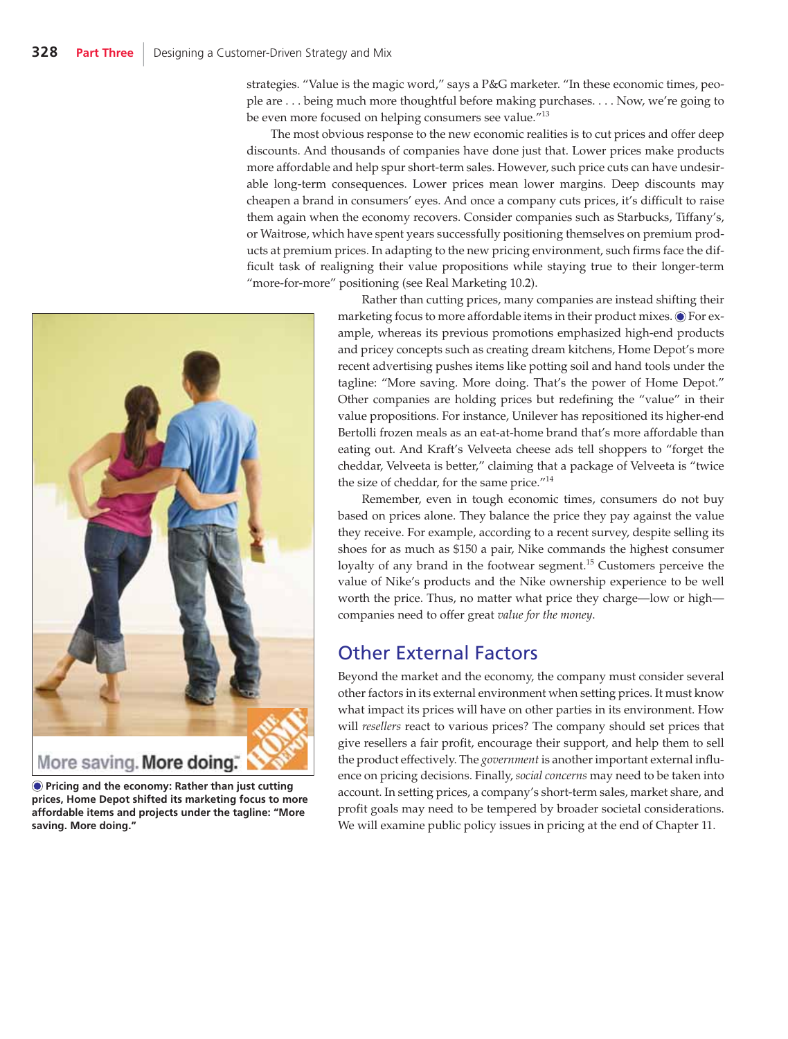strategies. "Value is the magic word," says a P&G marketer. "In these economic times, people are . . . being much more thoughtful before making purchases. . . . Now, we're going to be even more focused on helping consumers see value."[13]

The most obvious response to the new economic realities is to cut prices and offer deep discounts. And thousands of companies have done just that. Lower prices make products more affordable and help spur short-term sales. However, such price cuts can have undesirable long-term consequences. Lower prices mean lower margins. Deep discounts may cheapen a brand in consumers' eyes. And once a company cuts prices, it's difficult to raise them again when the economy recovers. Consider companies such as Starbucks, Tiffany's, or Waitrose, which have spent years successfully positioning themselves on premium products at premium prices. In adapting to the new pricing environment, such firms face the difficult task of realigning their value propositions while staying true to their longer-term "more-for-more" positioning (see Real Marketing 10.2).

Rather than cutting prices, many companies are instead shifting their marketing focus to more affordable items in their product mixes. ◉ For example, whereas its previous promotions emphasized high-end products and pricey concepts such as creating dream kitchens, Home Depot's more recent advertising pushes items like potting soil and hand tools under the tagline: "More saving. More doing. That's the power of Home Depot." Other companies are holding prices but redefining the "value" in their value propositions. For instance, Unilever has repositioned its higher-end Bertolli frozen meals as an eat-at-home brand that's more affordable than eating out. And Kraft's Velveeta cheese ads tell shoppers to "forget the cheddar, Velveeta is better," claiming that a package of Velveeta is "twice the size of cheddar, for the same price."[14]

Remember, even in tough economic times, consumers do not buy based on prices alone. They balance the price they pay against the value they receive. For example, according to a recent survey, despite selling its shoes for as much as $150 a pair, Nike commands the highest consumer loyalty of any brand in the footwear segment.[15] Customers perceive the value of Nike's products and the Nike ownership experience to be well worth the price. Thus, no matter what price they charge—low or high—companies need to offer great *value for the money*.

More saving. More doing.

**◉ Pricing and the economy: Rather than just cutting prices, Home Depot shifted its marketing focus to more affordable items and projects under the tagline: "More saving. More doing."**

## Other External Factors

Beyond the market and the economy, the company must consider several other factors in its external environment when setting prices. It must know what impact its prices will have on other parties in its environment. How will *resellers* react to various prices? The company should set prices that give resellers a fair profit, encourage their support, and help them to sell the product effectively. The *government* is another important external influence on pricing decisions. Finally, *social concerns* may need to be taken into account. In setting prices, a company's short-term sales, market share, and profit goals may need to be tempered by broader societal considerations. We will examine public policy issues in pricing at the end of Chapter 11.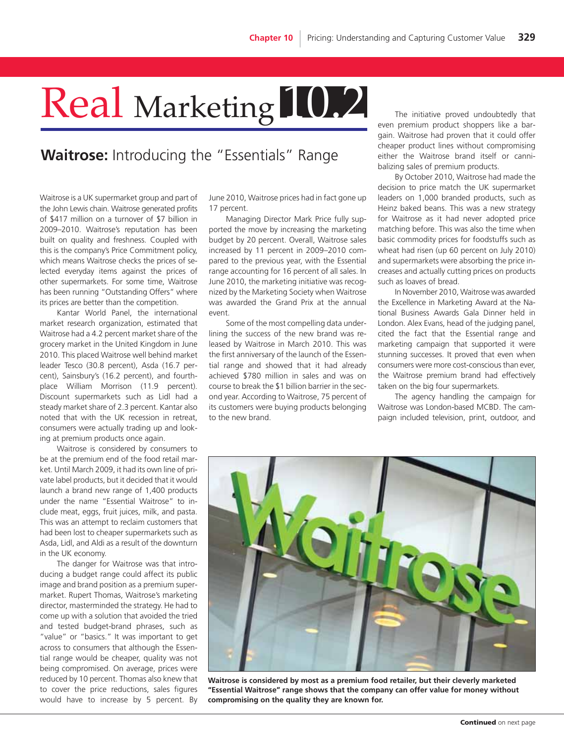# Real Marketing 10.2

## **Waitrose:** Introducing the "Essentials" Range

Waitrose is a UK supermarket group and part of the John Lewis chain. Waitrose generated profits of $417 million on a turnover of $7 billion in 2009–2010. Waitrose's reputation has been built on quality and freshness. Coupled with this is the company's Price Commitment policy, which means Waitrose checks the prices of selected everyday items against the prices of other supermarkets. For some time, Waitrose has been running "Outstanding Offers" where its prices are better than the competition.

Kantar World Panel, the international market research organization, estimated that Waitrose had a 4.2 percent market share of the grocery market in the United Kingdom in June 2010. This placed Waitrose well behind market leader Tesco (30.8 percent), Asda (16.7 percent), Sainsbury's (16.2 percent), and fourth-place William Morrison (11.9 percent). Discount supermarkets such as Lidl had a steady market share of 2.3 percent. Kantar also noted that with the UK recession in retreat, consumers were actually trading up and looking at premium products once again.

Waitrose is considered by consumers to be at the premium end of the food retail market. Until March 2009, it had its own line of private label products, but it decided that it would launch a brand new range of 1,400 products under the name "Essential Waitrose" to include meat, eggs, fruit juices, milk, and pasta. This was an attempt to reclaim customers that had been lost to cheaper supermarkets such as Asda, Lidl, and Aldi as a result of the downturn in the UK economy.

The danger for Waitrose was that introducing a budget range could affect its public image and brand position as a premium supermarket. Rupert Thomas, Waitrose's marketing director, masterminded the strategy. He had to come up with a solution that avoided the tried and tested budget-brand phrases, such as "value" or "basics." It was important to get across to consumers that although the Essential range would be cheaper, quality was not being compromised. On average, prices were reduced by 10 percent. Thomas also knew that to cover the price reductions, sales figures would have to increase by 5 percent. By June 2010, Waitrose prices had in fact gone up 17 percent.

Managing Director Mark Price fully supported the move by increasing the marketing budget by 20 percent. Overall, Waitrose sales increased by 11 percent in 2009–2010 compared to the previous year, with the Essential range accounting for 16 percent of all sales. In June 2010, the marketing initiative was recognized by the Marketing Society when Waitrose was awarded the Grand Prix at the annual event.

Some of the most compelling data underlining the success of the new brand was released by Waitrose in March 2010. This was the first anniversary of the launch of the Essential range and showed that it had already achieved $780 million in sales and was on course to break the $1 billion barrier in the second year. According to Waitrose, 75 percent of its customers were buying products belonging to the new brand.

The initiative proved undoubtedly that even premium product shoppers like a bargain. Waitrose had proven that it could offer cheaper product lines without compromising either the Waitrose brand itself or cannibalizing sales of premium products.

By October 2010, Waitrose had made the decision to price match the UK supermarket leaders on 1,000 branded products, such as Heinz baked beans. This was a new strategy for Waitrose as it had never adopted price matching before. This was also the time when basic commodity prices for foodstuffs such as wheat had risen (up 60 percent on July 2010) and supermarkets were absorbing the price increases and actually cutting prices on products such as loaves of bread.

In November 2010, Waitrose was awarded the Excellence in Marketing Award at the National Business Awards Gala Dinner held in London. Alex Evans, head of the judging panel, cited the fact that the Essential range and marketing campaign that supported it were stunning successes. It proved that even when consumers were more cost-conscious than ever, the Waitrose premium brand had effectively taken on the big four supermarkets.

The agency handling the campaign for Waitrose was London-based MCBD. The campaign included television, print, outdoor, and

**Waitrose is considered by most as a premium food retailer, but their cleverly marketed "Essential Waitrose" range shows that the company can offer value for money without compromising on the quality they are known for.**

**Continued** on next page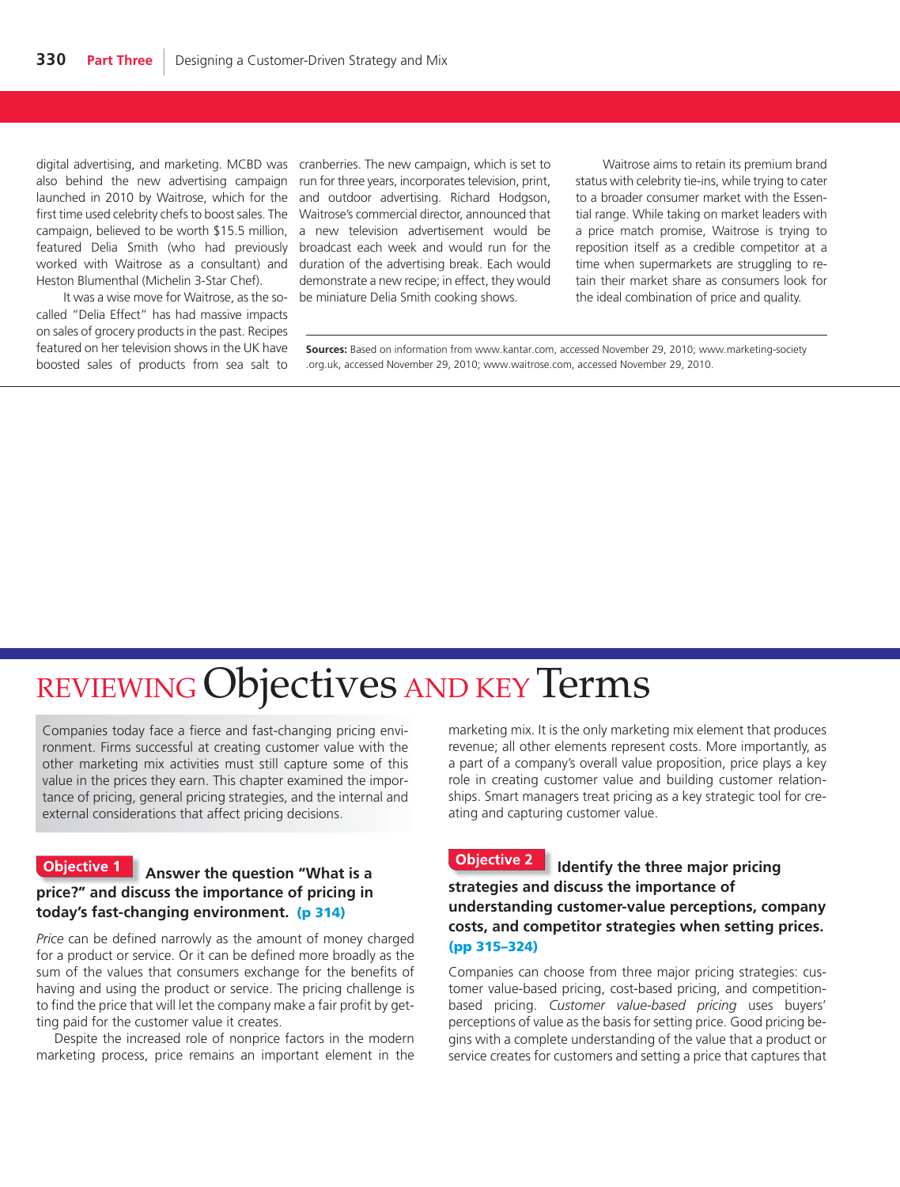digital advertising, and marketing. MCBD was also behind the new advertising campaign launched in 2010 by Waitrose, which for the first time used celebrity chefs to boost sales. The campaign, believed to be worth $15.5 million, featured Delia Smith (who had previously worked with Waitrose as a consultant) and Heston Blumenthal (Michelin 3-Star Chef).

It was a wise move for Waitrose, as the so-called "Delia Effect" has had massive impacts on sales of grocery products in the past. Recipes featured on her television shows in the UK have boosted sales of products from sea salt to cranberries. The new campaign, which is set to run for three years, incorporates television, print, and outdoor advertising. Richard Hodgson, Waitrose's commercial director, announced that a new television advertisement would be broadcast each week and would run for the duration of the advertising break. Each would demonstrate a new recipe; in effect, they would be miniature Delia Smith cooking shows.

Waitrose aims to retain its premium brand status with celebrity tie-ins, while trying to cater to a broader consumer market with the Essential range. While taking on market leaders with a price match promise, Waitrose is trying to reposition itself as a credible competitor at a time when supermarkets are struggling to retain their market share as consumers look for the ideal combination of price and quality.

**Sources:** Based on information from www.kantar.com, accessed November 29, 2010; www.marketing-society.org.uk, accessed November 29, 2010; www.waitrose.com, accessed November 29, 2010.

# REVIEWING Objectives AND KEY Terms

Companies today face a fierce and fast-changing pricing environment. Firms successful at creating customer value with the other marketing mix activities must still capture some of this value in the prices they earn. This chapter examined the importance of pricing, general pricing strategies, and the internal and external considerations that affect pricing decisions.

## Objective 1 Answer the question "What is a price?" and discuss the importance of pricing in today's fast-changing environment. (p 314)

*Price* can be defined narrowly as the amount of money charged for a product or service. Or it can be defined more broadly as the sum of the values that consumers exchange for the benefits of having and using the product or service. The pricing challenge is to find the price that will let the company make a fair profit by getting paid for the customer value it creates.

Despite the increased role of nonprice factors in the modern marketing process, price remains an important element in the marketing mix. It is the only marketing mix element that produces revenue; all other elements represent costs. More importantly, as a part of a company's overall value proposition, price plays a key role in creating customer value and building customer relationships. Smart managers treat pricing as a key strategic tool for creating and capturing customer value.

## Objective 2 Identify the three major pricing strategies and discuss the importance of understanding customer-value perceptions, company costs, and competitor strategies when setting prices. (pp 315–324)

Companies can choose from three major pricing strategies: customer value-based pricing, cost-based pricing, and competition-based pricing. *Customer value-based pricing* uses buyers' perceptions of value as the basis for setting price. Good pricing begins with a complete understanding of the value that a product or service creates for customers and setting a price that captures that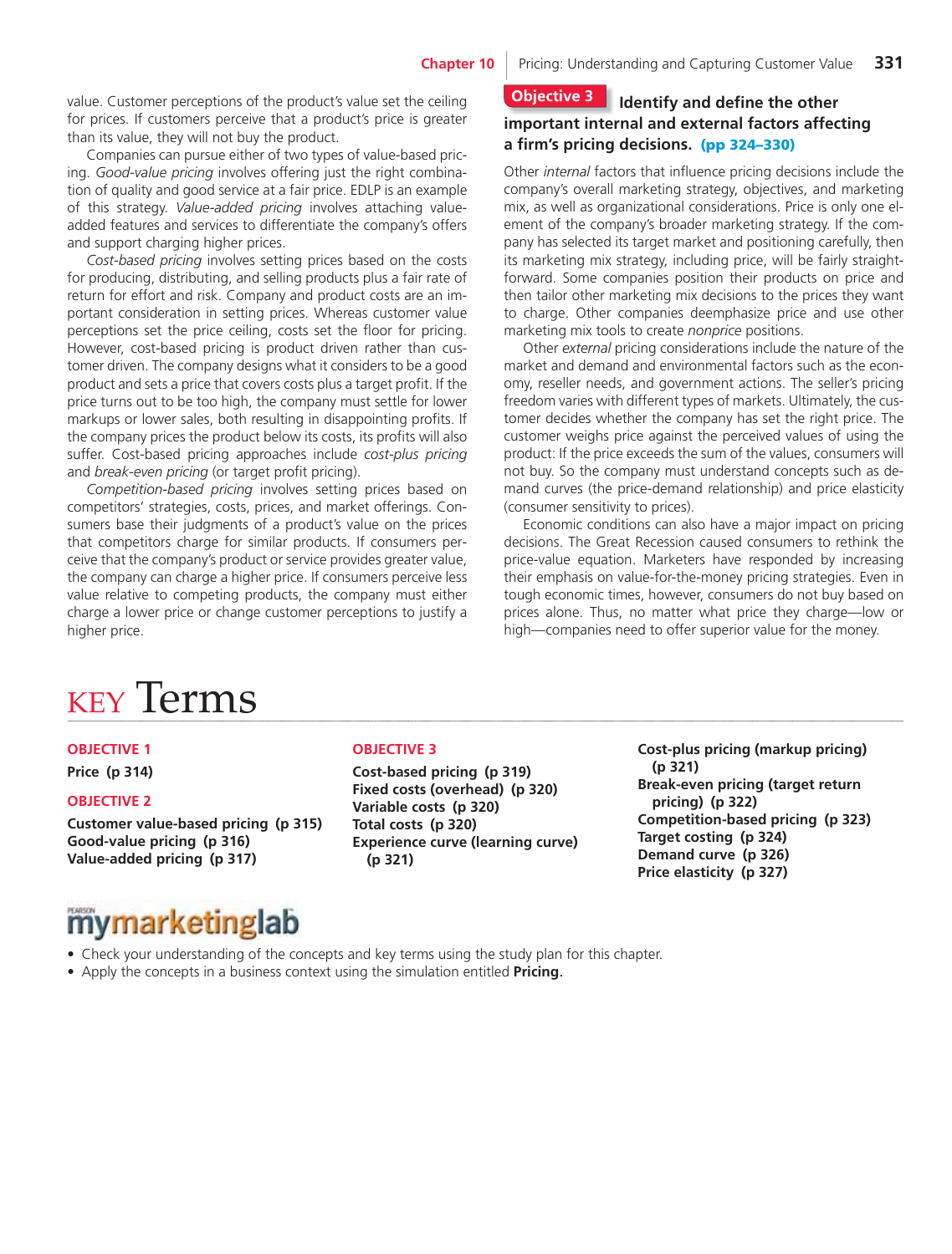value. Customer perceptions of the product's value set the ceiling for prices. If customers perceive that a product's price is greater than its value, they will not buy the product.

Companies can pursue either of two types of value-based pricing. *Good-value pricing* involves offering just the right combination of quality and good service at a fair price. EDLP is an example of this strategy. *Value-added pricing* involves attaching value-added features and services to differentiate the company's offers and support charging higher prices.

*Cost-based pricing* involves setting prices based on the costs for producing, distributing, and selling products plus a fair rate of return for effort and risk. Company and product costs are an important consideration in setting prices. Whereas customer value perceptions set the price ceiling, costs set the floor for pricing. However, cost-based pricing is product driven rather than customer driven. The company designs what it considers to be a good product and sets a price that covers costs plus a target profit. If the price turns out to be too high, the company must settle for lower markups or lower sales, both resulting in disappointing profits. If the company prices the product below its costs, its profits will also suffer. Cost-based pricing approaches include *cost-plus pricing* and *break-even pricing* (or target profit pricing).

*Competition-based pricing* involves setting prices based on competitors' strategies, costs, prices, and market offerings. Consumers base their judgments of a product's value on the prices that competitors charge for similar products. If consumers perceive that the company's product or service provides greater value, the company can charge a higher price. If consumers perceive less value relative to competing products, the company must either charge a lower price or change customer perceptions to justify a higher price.

## Objective 3 Identify and define the other important internal and external factors affecting a firm's pricing decisions. (pp 324–330)

Other *internal* factors that influence pricing decisions include the company's overall marketing strategy, objectives, and marketing mix, as well as organizational considerations. Price is only one element of the company's broader marketing strategy. If the company has selected its target market and positioning carefully, then its marketing mix strategy, including price, will be fairly straightforward. Some companies position their products on price and then tailor other marketing mix decisions to the prices they want to charge. Other companies deemphasize price and use other marketing mix tools to create *nonprice* positions.

Other *external* pricing considerations include the nature of the market and demand and environmental factors such as the economy, reseller needs, and government actions. The seller's pricing freedom varies with different types of markets. Ultimately, the customer decides whether the company has set the right price. The customer weighs price against the perceived values of using the product: If the price exceeds the sum of the values, consumers will not buy. So the company must understand concepts such as demand curves (the price-demand relationship) and price elasticity (consumer sensitivity to prices).

Economic conditions can also have a major impact on pricing decisions. The Great Recession caused consumers to rethink the price-value equation. Marketers have responded by increasing their emphasis on value-for-the-money pricing strategies. Even in tough economic times, however, consumers do not buy based on prices alone. Thus, no matter what price they charge—low or high—companies need to offer superior value for the money.

# KEY Terms

**OBJECTIVE 1**

**Price (p 314)**

**OBJECTIVE 2**

**Customer value-based pricing (p 315)**
**Good-value pricing (p 316)**
**Value-added pricing (p 317)**

**OBJECTIVE 3**

**Cost-based pricing (p 319)**
**Fixed costs (overhead) (p 320)**
**Variable costs (p 320)**
**Total costs (p 320)**
**Experience curve (learning curve) (p 321)**
**Cost-plus pricing (markup pricing) (p 321)**
**Break-even pricing (target return pricing) (p 322)**
**Competition-based pricing (p 323)**
**Target costing (p 324)**
**Demand curve (p 326)**
**Price elasticity (p 327)**

## mymarketinglab

- Check your understanding of the concepts and key terms using the study plan for this chapter.
- Apply the concepts in a business context using the simulation entitled **Pricing**.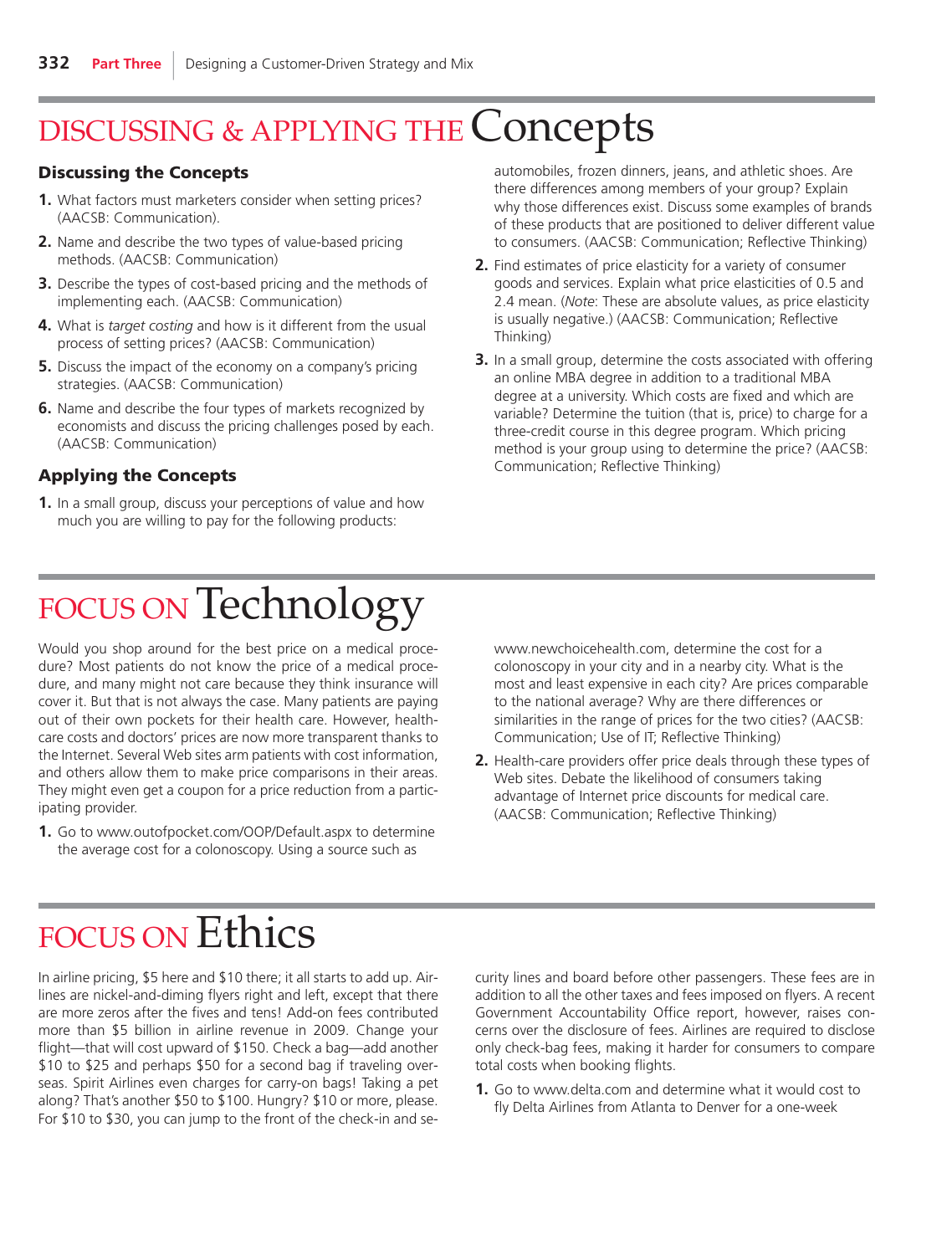# DISCUSSING & APPLYING THE Concepts

## Discussing the Concepts

1. What factors must marketers consider when setting prices? (AACSB: Communication).
2. Name and describe the two types of value-based pricing methods. (AACSB: Communication)
3. Describe the types of cost-based pricing and the methods of implementing each. (AACSB: Communication)
4. What is *target costing* and how is it different from the usual process of setting prices? (AACSB: Communication)
5. Discuss the impact of the economy on a company's pricing strategies. (AACSB: Communication)
6. Name and describe the four types of markets recognized by economists and discuss the pricing challenges posed by each. (AACSB: Communication)

## Applying the Concepts

1. In a small group, discuss your perceptions of value and how much you are willing to pay for the following products: automobiles, frozen dinners, jeans, and athletic shoes. Are there differences among members of your group? Explain why those differences exist. Discuss some examples of brands of these products that are positioned to deliver different value to consumers. (AACSB: Communication; Reflective Thinking)
2. Find estimates of price elasticity for a variety of consumer goods and services. Explain what price elasticities of 0.5 and 2.4 mean. (*Note*: These are absolute values, as price elasticity is usually negative.) (AACSB: Communication; Reflective Thinking)
3. In a small group, determine the costs associated with offering an online MBA degree in addition to a traditional MBA degree at a university. Which costs are fixed and which are variable? Determine the tuition (that is, price) to charge for a three-credit course in this degree program. Which pricing method is your group using to determine the price? (AACSB: Communication; Reflective Thinking)

# FOCUS ON Technology

Would you shop around for the best price on a medical procedure? Most patients do not know the price of a medical procedure, and many might not care because they think insurance will cover it. But that is not always the case. Many patients are paying out of their own pockets for their health care. However, health-care costs and doctors' prices are now more transparent thanks to the Internet. Several Web sites arm patients with cost information, and others allow them to make price comparisons in their areas. They might even get a coupon for a price reduction from a participating provider.

1. Go to www.outofpocket.com/OOP/Default.aspx to determine the average cost for a colonoscopy. Using a source such as www.newchoicehealth.com, determine the cost for a colonoscopy in your city and in a nearby city. What is the most and least expensive in each city? Are prices comparable to the national average? Why are there differences or similarities in the range of prices for the two cities? (AACSB: Communication; Use of IT; Reflective Thinking)
2. Health-care providers offer price deals through these types of Web sites. Debate the likelihood of consumers taking advantage of Internet price discounts for medical care. (AACSB: Communication; Reflective Thinking)

# FOCUS ON Ethics

In airline pricing, $5 here and $10 there; it all starts to add up. Airlines are nickel-and-diming flyers right and left, except that there are more zeros after the fives and tens! Add-on fees contributed more than $5 billion in airline revenue in 2009. Change your flight—that will cost upward of $150. Check a bag—add another $10 to $25 and perhaps $50 for a second bag if traveling overseas. Spirit Airlines even charges for carry-on bags! Taking a pet along? That's another $50 to $100. Hungry? $10 or more, please. For $10 to $30, you can jump to the front of the check-in and security lines and board before other passengers. These fees are in addition to all the other taxes and fees imposed on flyers. A recent Government Accountability Office report, however, raises concerns over the disclosure of fees. Airlines are required to disclose only check-bag fees, making it harder for consumers to compare total costs when booking flights.

1. Go to www.delta.com and determine what it would cost to fly Delta Airlines from Atlanta to Denver for a one-week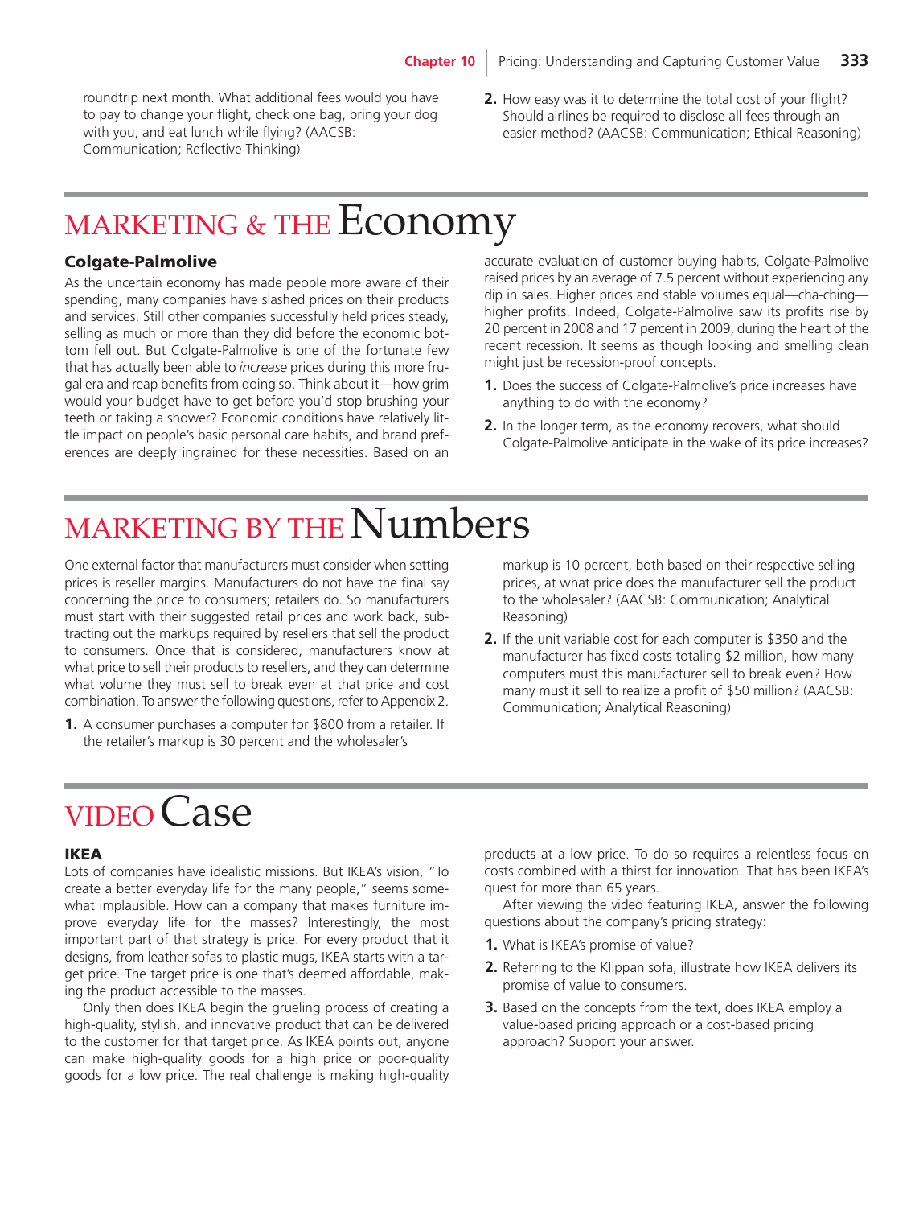roundtrip next month. What additional fees would you have to pay to change your flight, check one bag, bring your dog with you, and eat lunch while flying? (AACSB: Communication; Reflective Thinking)

2. How easy was it to determine the total cost of your flight? Should airlines be required to disclose all fees through an easier method? (AACSB: Communication; Ethical Reasoning)

# MARKETING & THE Economy

### Colgate-Palmolive

As the uncertain economy has made people more aware of their spending, many companies have slashed prices on their products and services. Still other companies successfully held prices steady, selling as much or more than they did before the economic bottom fell out. But Colgate-Palmolive is one of the fortunate few that has actually been able to *increase* prices during this more frugal era and reap benefits from doing so. Think about it—how grim would your budget have to get before you'd stop brushing your teeth or taking a shower? Economic conditions have relatively little impact on people's basic personal care habits, and brand preferences are deeply ingrained for these necessities. Based on an accurate evaluation of customer buying habits, Colgate-Palmolive raised prices by an average of 7.5 percent without experiencing any dip in sales. Higher prices and stable volumes equal—cha-ching—higher profits. Indeed, Colgate-Palmolive saw its profits rise by 20 percent in 2008 and 17 percent in 2009, during the heart of the recent recession. It seems as though looking and smelling clean might just be recession-proof concepts.

1. Does the success of Colgate-Palmolive's price increases have anything to do with the economy?
2. In the longer term, as the economy recovers, what should Colgate-Palmolive anticipate in the wake of its price increases?

# MARKETING BY THE Numbers

One external factor that manufacturers must consider when setting prices is reseller margins. Manufacturers do not have the final say concerning the price to consumers; retailers do. So manufacturers must start with their suggested retail prices and work back, subtracting out the markups required by resellers that sell the product to consumers. Once that is considered, manufacturers know at what price to sell their products to resellers, and they can determine what volume they must sell to break even at that price and cost combination. To answer the following questions, refer to Appendix 2.

1. A consumer purchases a computer for $800 from a retailer. If the retailer's markup is 30 percent and the wholesaler's markup is 10 percent, both based on their respective selling prices, at what price does the manufacturer sell the product to the wholesaler? (AACSB: Communication; Analytical Reasoning)
2. If the unit variable cost for each computer is $350 and the manufacturer has fixed costs totaling $2 million, how many computers must this manufacturer sell to break even? How many must it sell to realize a profit of $50 million? (AACSB: Communication; Analytical Reasoning)

# VIDEO Case

### IKEA

Lots of companies have idealistic missions. But IKEA's vision, "To create a better everyday life for the many people," seems somewhat implausible. How can a company that makes furniture improve everyday life for the masses? Interestingly, the most important part of that strategy is price. For every product that it designs, from leather sofas to plastic mugs, IKEA starts with a target price. The target price is one that's deemed affordable, making the product accessible to the masses.

Only then does IKEA begin the grueling process of creating a high-quality, stylish, and innovative product that can be delivered to the customer for that target price. As IKEA points out, anyone can make high-quality goods for a high price or poor-quality goods for a low price. The real challenge is making high-quality products at a low price. To do so requires a relentless focus on costs combined with a thirst for innovation. That has been IKEA's quest for more than 65 years.

After viewing the video featuring IKEA, answer the following questions about the company's pricing strategy:

1. What is IKEA's promise of value?
2. Referring to the Klippan sofa, illustrate how IKEA delivers its promise of value to consumers.
3. Based on the concepts from the text, does IKEA employ a value-based pricing approach or a cost-based pricing approach? Support your answer.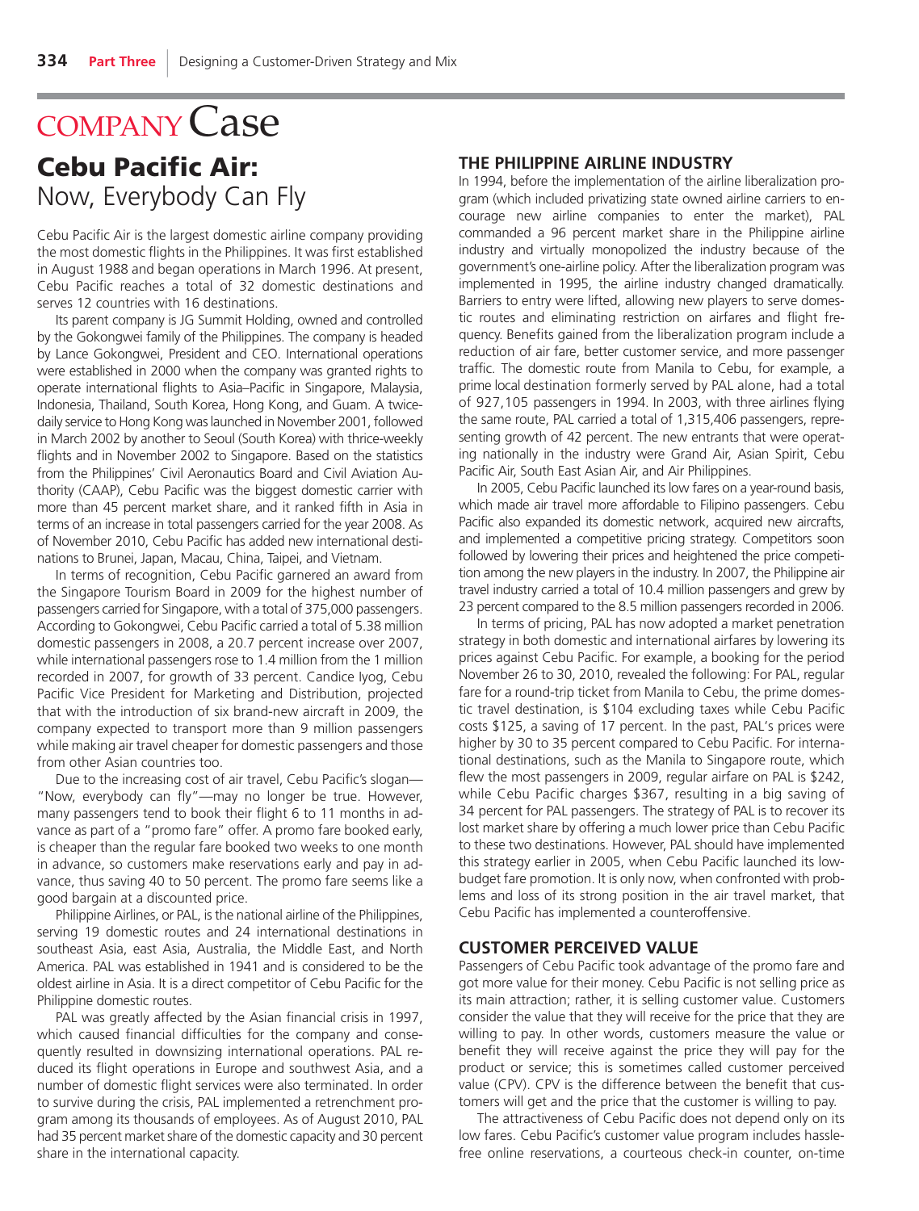# COMPANY Case

## Cebu Pacific Air: Now, Everybody Can Fly

Cebu Pacific Air is the largest domestic airline company providing the most domestic flights in the Philippines. It was first established in August 1988 and began operations in March 1996. At present, Cebu Pacific reaches a total of 32 domestic destinations and serves 12 countries with 16 destinations.

Its parent company is JG Summit Holding, owned and controlled by the Gokongwei family of the Philippines. The company is headed by Lance Gokongwei, President and CEO. International operations were established in 2000 when the company was granted rights to operate international flights to Asia–Pacific in Singapore, Malaysia, Indonesia, Thailand, South Korea, Hong Kong, and Guam. A twice-daily service to Hong Kong was launched in November 2001, followed in March 2002 by another to Seoul (South Korea) with thrice-weekly flights and in November 2002 to Singapore. Based on the statistics from the Philippines' Civil Aeronautics Board and Civil Aviation Authority (CAAP), Cebu Pacific was the biggest domestic carrier with more than 45 percent market share, and it ranked fifth in Asia in terms of an increase in total passengers carried for the year 2008. As of November 2010, Cebu Pacific has added new international destinations to Brunei, Japan, Macau, China, Taipei, and Vietnam.

In terms of recognition, Cebu Pacific garnered an award from the Singapore Tourism Board in 2009 for the highest number of passengers carried for Singapore, with a total of 375,000 passengers. According to Gokongwei, Cebu Pacific carried a total of 5.38 million domestic passengers in 2008, a 20.7 percent increase over 2007, while international passengers rose to 1.4 million from the 1 million recorded in 2007, for growth of 33 percent. Candice Iyog, Cebu Pacific Vice President for Marketing and Distribution, projected that with the introduction of six brand-new aircraft in 2009, the company expected to transport more than 9 million passengers while making air travel cheaper for domestic passengers and those from other Asian countries too.

Due to the increasing cost of air travel, Cebu Pacific's slogan—"Now, everybody can fly"—may no longer be true. However, many passengers tend to book their flight 6 to 11 months in advance as part of a "promo fare" offer. A promo fare booked early, is cheaper than the regular fare booked two weeks to one month in advance, so customers make reservations early and pay in advance, thus saving 40 to 50 percent. The promo fare seems like a good bargain at a discounted price.

Philippine Airlines, or PAL, is the national airline of the Philippines, serving 19 domestic routes and 24 international destinations in southeast Asia, east Asia, Australia, the Middle East, and North America. PAL was established in 1941 and is considered to be the oldest airline in Asia. It is a direct competitor of Cebu Pacific for the Philippine domestic routes.

PAL was greatly affected by the Asian financial crisis in 1997, which caused financial difficulties for the company and consequently resulted in downsizing international operations. PAL reduced its flight operations in Europe and southwest Asia, and a number of domestic flight services were also terminated. In order to survive during the crisis, PAL implemented a retrenchment program among its thousands of employees. As of August 2010, PAL had 35 percent market share of the domestic capacity and 30 percent share in the international capacity.

### THE PHILIPPINE AIRLINE INDUSTRY

In 1994, before the implementation of the airline liberalization program (which included privatizing state owned airline carriers to encourage new airline companies to enter the market), PAL commanded a 96 percent market share in the Philippine airline industry and virtually monopolized the industry because of the government's one-airline policy. After the liberalization program was implemented in 1995, the airline industry changed dramatically. Barriers to entry were lifted, allowing new players to serve domestic routes and eliminating restriction on airfares and flight frequency. Benefits gained from the liberalization program include a reduction of air fare, better customer service, and more passenger traffic. The domestic route from Manila to Cebu, a prime local destination formerly served by PAL alone, had a total of 927,105 passengers in 1994. In 2003, with three airlines flying the same route, PAL carried a total of 1,315,406 passengers, representing growth of 42 percent. The new entrants that were operating nationally in the industry were Grand Air, Asian Spirit, Cebu Pacific Air, South East Asian Air, and Air Philippines.

In 2005, Cebu Pacific launched its low fares on a year-round basis, which made air travel more affordable to Filipino passengers. Cebu Pacific also expanded its domestic network, acquired new aircrafts, and implemented a competitive pricing strategy. Competitors soon followed by lowering their prices and heightened the price competition among the new players in the industry. In 2007, the Philippine air travel industry carried a total of 10.4 million passengers and grew by 23 percent compared to the 8.5 million passengers recorded in 2006.

In terms of pricing, PAL has now adopted a market penetration strategy in both domestic and international airfares by lowering its prices against Cebu Pacific. For example, a booking for the period November 26 to 30, 2010, revealed the following: For PAL, regular fare for a round-trip ticket from Manila to Cebu, the prime domestic travel destination, is $104 excluding taxes while Cebu Pacific costs $125, a saving of 17 percent. In the past, PAL's prices were higher by 30 to 35 percent compared to Cebu Pacific. For international destinations, such as the Manila to Singapore route, which flew the most passengers in 2009, regular airfare on PAL is $242, while Cebu Pacific charges $367, resulting in a big saving of 34 percent for PAL passengers. The strategy of PAL is to recover its lost market share by offering a much lower price than Cebu Pacific to these two destinations. However, PAL should have implemented this strategy earlier in 2005, when Cebu Pacific launched its low-budget fare promotion. It is only now, when confronted with problems and loss of its strong position in the air travel market, that Cebu Pacific has implemented a counteroffensive.

### CUSTOMER PERCEIVED VALUE

Passengers of Cebu Pacific took advantage of the promo fare and got more value for their money. Cebu Pacific is not selling price as its main attraction; rather, it is selling customer value. Customers consider the value that they will receive for the price that they are willing to pay. In other words, customers measure the value or benefit they will receive against the price they will pay for the product or service; this is sometimes called customer perceived value (CPV). CPV is the difference between the benefit that customers will get and the price that the customer is willing to pay.

The attractiveness of Cebu Pacific does not depend only on its low fares. Cebu Pacific's customer value program includes hassle-free online reservations, a courteous check-in counter, on-time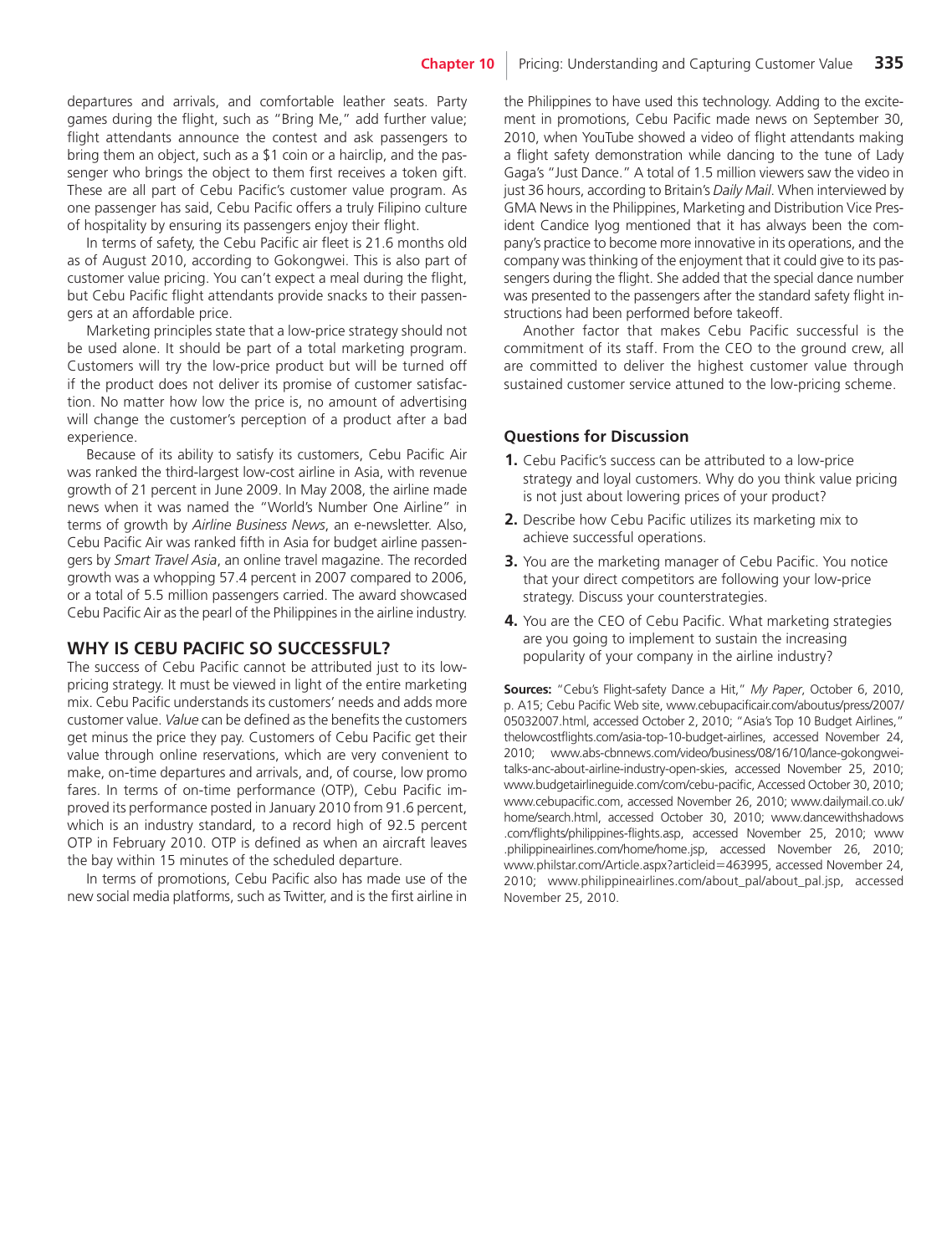departures and arrivals, and comfortable leather seats. Party games during the flight, such as "Bring Me," add further value; flight attendants announce the contest and ask passengers to bring them an object, such as a $1 coin or a hairclip, and the passenger who brings the object to them first receives a token gift. These are all part of Cebu Pacific's customer value program. As one passenger has said, Cebu Pacific offers a truly Filipino culture of hospitality by ensuring its passengers enjoy their flight.

In terms of safety, the Cebu Pacific air fleet is 21.6 months old as of August 2010, according to Gokongwei. This is also part of customer value pricing. You can't expect a meal during the flight, but Cebu Pacific flight attendants provide snacks to their passengers at an affordable price.

Marketing principles state that a low-price strategy should not be used alone. It should be part of a total marketing program. Customers will try the low-price product but will be turned off if the product does not deliver its promise of customer satisfaction. No matter how low the price is, no amount of advertising will change the customer's perception of a product after a bad experience.

Because of its ability to satisfy its customers, Cebu Pacific Air was ranked the third-largest low-cost airline in Asia, with revenue growth of 21 percent in June 2009. In May 2008, the airline made news when it was named the "World's Number One Airline" in terms of growth by *Airline Business News*, an e-newsletter. Also, Cebu Pacific Air was ranked fifth in Asia for budget airline passengers by *Smart Travel Asia*, an online travel magazine. The recorded growth was a whopping 57.4 percent in 2007 compared to 2006, or a total of 5.5 million passengers carried. The award showcased Cebu Pacific Air as the pearl of the Philippines in the airline industry.

## WHY IS CEBU PACIFIC SO SUCCESSFUL?

The success of Cebu Pacific cannot be attributed just to its low-pricing strategy. It must be viewed in light of the entire marketing mix. Cebu Pacific understands its customers' needs and adds more customer value. *Value* can be defined as the benefits the customers get minus the price they pay. Customers of Cebu Pacific get their value through online reservations, which are very convenient to make, on-time departures and arrivals, and, of course, low promo fares. In terms of on-time performance (OTP), Cebu Pacific improved its performance posted in January 2010 from 91.6 percent, which is an industry standard, to a record high of 92.5 percent OTP in February 2010. OTP is defined as when an aircraft leaves the bay within 15 minutes of the scheduled departure.

In terms of promotions, Cebu Pacific also has made use of the new social media platforms, such as Twitter, and is the first airline in the Philippines to have used this technology. Adding to the excitement in promotions, Cebu Pacific made news on September 30, 2010, when YouTube showed a video of flight attendants making a flight safety demonstration while dancing to the tune of Lady Gaga's "Just Dance." A total of 1.5 million viewers saw the video in just 36 hours, according to Britain's *Daily Mail*. When interviewed by GMA News in the Philippines, Marketing and Distribution Vice President Candice Iyog mentioned that it has always been the company's practice to become more innovative in its operations, and the company was thinking of the enjoyment that it could give to its passengers during the flight. She added that the special dance number was presented to the passengers after the standard safety flight instructions had been performed before takeoff.

Another factor that makes Cebu Pacific successful is the commitment of its staff. From the CEO to the ground crew, all are committed to deliver the highest customer value through sustained customer service attuned to the low-pricing scheme.

### Questions for Discussion

1. Cebu Pacific's success can be attributed to a low-price strategy and loyal customers. Why do you think value pricing is not just about lowering prices of your product?
2. Describe how Cebu Pacific utilizes its marketing mix to achieve successful operations.
3. You are the marketing manager of Cebu Pacific. You notice that your direct competitors are following your low-price strategy. Discuss your counterstrategies.
4. You are the CEO of Cebu Pacific. What marketing strategies are you going to implement to sustain the increasing popularity of your company in the airline industry?

**Sources:** "Cebu's Flight-safety Dance a Hit," *My Paper*, October 6, 2010, p. A15; Cebu Pacific Web site, www.cebupacificair.com/aboutus/press/2007/05032007.html, accessed October 2, 2010; "Asia's Top 10 Budget Airlines," thelowcostflights.com/asia-top-10-budget-airlines, accessed November 24, 2010; www.abs-cbnnews.com/video/business/08/16/10/lance-gokongwei-talks-anc-about-airline-industry-open-skies, accessed November 25, 2010; www.budgetairlineguide.com/com/cebu-pacific, Accessed October 30, 2010; www.cebupacific.com, accessed November 26, 2010; www.dailymail.co.uk/home/search.html, accessed October 30, 2010; www.dancewithshadows.com/flights/philippines-flights.asp, accessed November 25, 2010; www.philippineairlines.com/home/home.jsp, accessed November 26, 2010; www.philstar.com/Article.aspx?articleid=463995, accessed November 24, 2010; www.philippineairlines.com/about_pal/about_pal.jsp, accessed November 25, 2010.